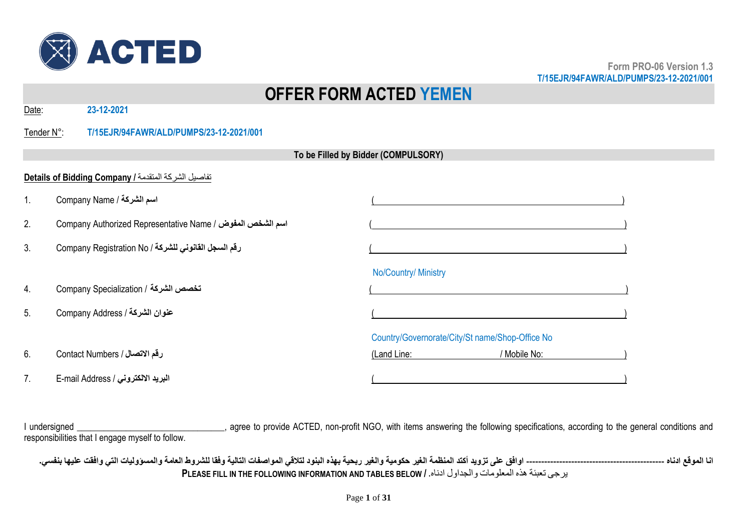Form PRO-06 Version 1.3
T/15EJR/94FAWR/ALD/PUMPS/23-12-2021/001

# OFFER FORM ACTED YEMEN

Date: 23-12-2021

Tender N°: T/15EJR/94FAWR/ALD/PUMPS/23-12-2021/001

**To be Filled by Bidder (COMPULSORY)**

**Details of Bidding Company /** تفاصيل الشركة المتقدمة

1. Company Name / **اسم الشركة** (________________________________)
2. Company Authorized Representative Name / **اسم الشخص المفوض** (________________________________)
3. Company Registration No / **رقم السجل القانوني للشركة** (________________________________)

   No/Country/ Ministry

4. Company Specialization / **تخصص الشركة** (________________________________)
5. Company Address / **عنوان الشركة** (________________________________)

   Country/Governorate/City/St name/Shop-Office No

6. Contact Numbers / **رقم الاتصال** (Land Line: ____________ / Mobile No: ____________)
7. E-mail Address / **البريد الالكتروني** (________________________________)

I undersigned ______________________________, agree to provide ACTED, non-profit NGO, with items answering the following specifications, according to the general conditions and responsibilities that I engage myself to follow.

**انا الموقع ادناه ---------------------------------------------- اوافق على تزويد أكتد المنظمة الغير حكومية والغير ربحية بهذه البنود لتلاقي المواصفات التالية وفقا للشروط العامة والمسؤوليات التي وافقت عليها بنفسي.**

**PLEASE FILL IN THE FOLLOWING INFORMATION AND TABLES BELOW /** يرجى تعبئة هذه المعلومات والجداول ادناه.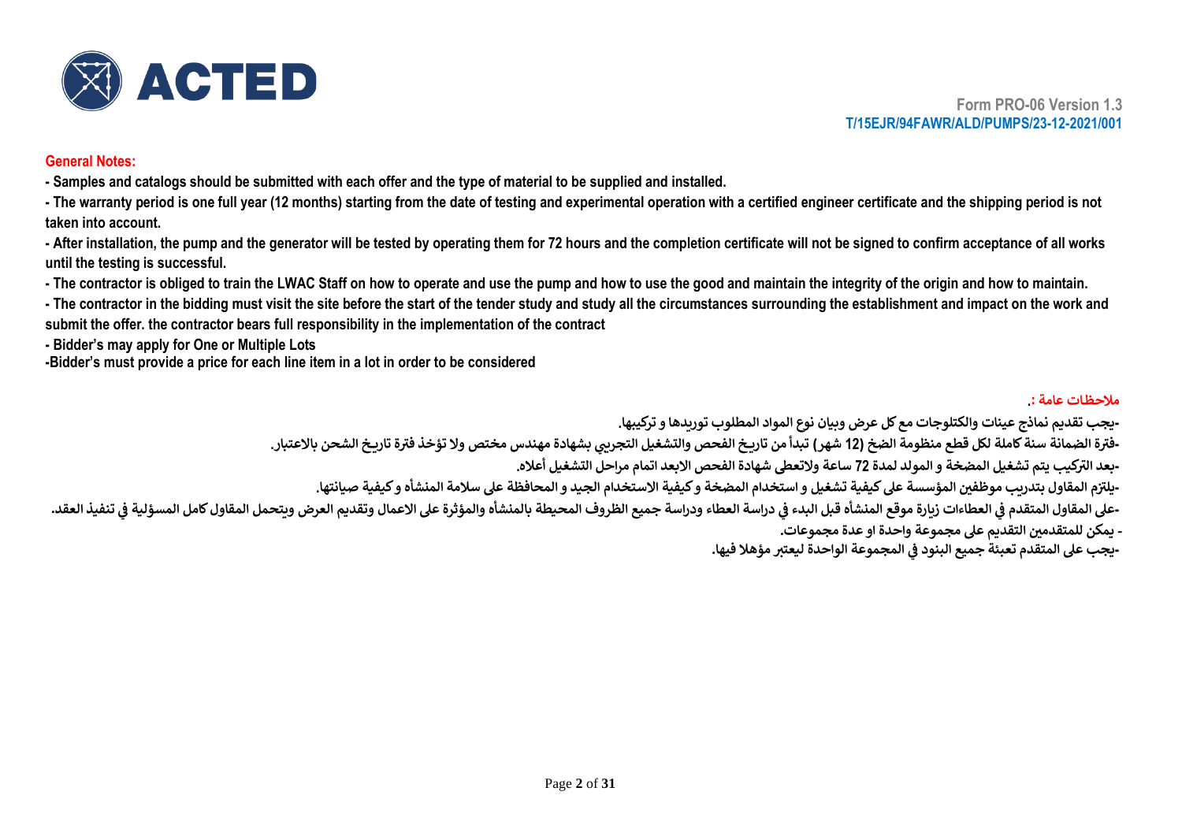Form PRO-06 Version 1.3
T/15EJR/94FAWR/ALD/PUMPS/23-12-2021/001

**General Notes:**

**- Samples and catalogs should be submitted with each offer and the type of material to be supplied and installed.**

**- The warranty period is one full year (12 months) starting from the date of testing and experimental operation with a certified engineer certificate and the shipping period is not taken into account.**

**- After installation, the pump and the generator will be tested by operating them for 72 hours and the completion certificate will not be signed to confirm acceptance of all works until the testing is successful.**

**- The contractor is obliged to train the LWAC Staff on how to operate and use the pump and how to use the good and maintain the integrity of the origin and how to maintain.**

**- The contractor in the bidding must visit the site before the start of the tender study and study all the circumstances surrounding the establishment and impact on the work and submit the offer. the contractor bears full responsibility in the implementation of the contract**

**- Bidder's may apply for One or Multiple Lots**

**-Bidder's must provide a price for each line item in a lot in order to be considered**

**ملاحظات عامة :.**

**-يجب تقديم نماذج عينات والكتلوجات مع كل عرض وبيان نوع المواد المطلوب توريدها و تركيبها.**

**-فترة الضمانة سنة كاملة لكل قطع منظومة الضخ (12 شهر) تبدأ من تاريخ الفحص والتشغيل التجريبي بشهادة مهندس مختص ولا تؤخذ فترة تاريخ الشحن بالاعتبار.**

**-بعد التركيب يتم تشغيل المضخة و المولد لمدة 72 ساعة ولاتعطى شهادة الفحص الابعد اتمام مراحل التشغيل أعلاه.**

**-يلتزم المقاول بتدريب موظفين المؤسسة على كيفية تشغيل و استخدام المضخة و كيفية الاستخدام الجيد و المحافظة على سلامة المنشاه و كيفية صيانتها.**

**-على المقاول المتقدم في العطاءات زيارة موقع المنشأه قبل البدء في دراسة العطاء ودراسة جميع الظروف المحيطة بالمنشأه والمؤثرة على الاعمال وتقديم العرض ويتحمل المقاول كامل المسؤلية في تنفيذ العقد.**

**- يمكن للمتقدمين التقديم على مجموعة واحدة او عدة مجموعات.**

**-يجب على المتقدم تعبئة جميع البنود في المجموعة الواحدة ليعتبر مؤهلا فيها.**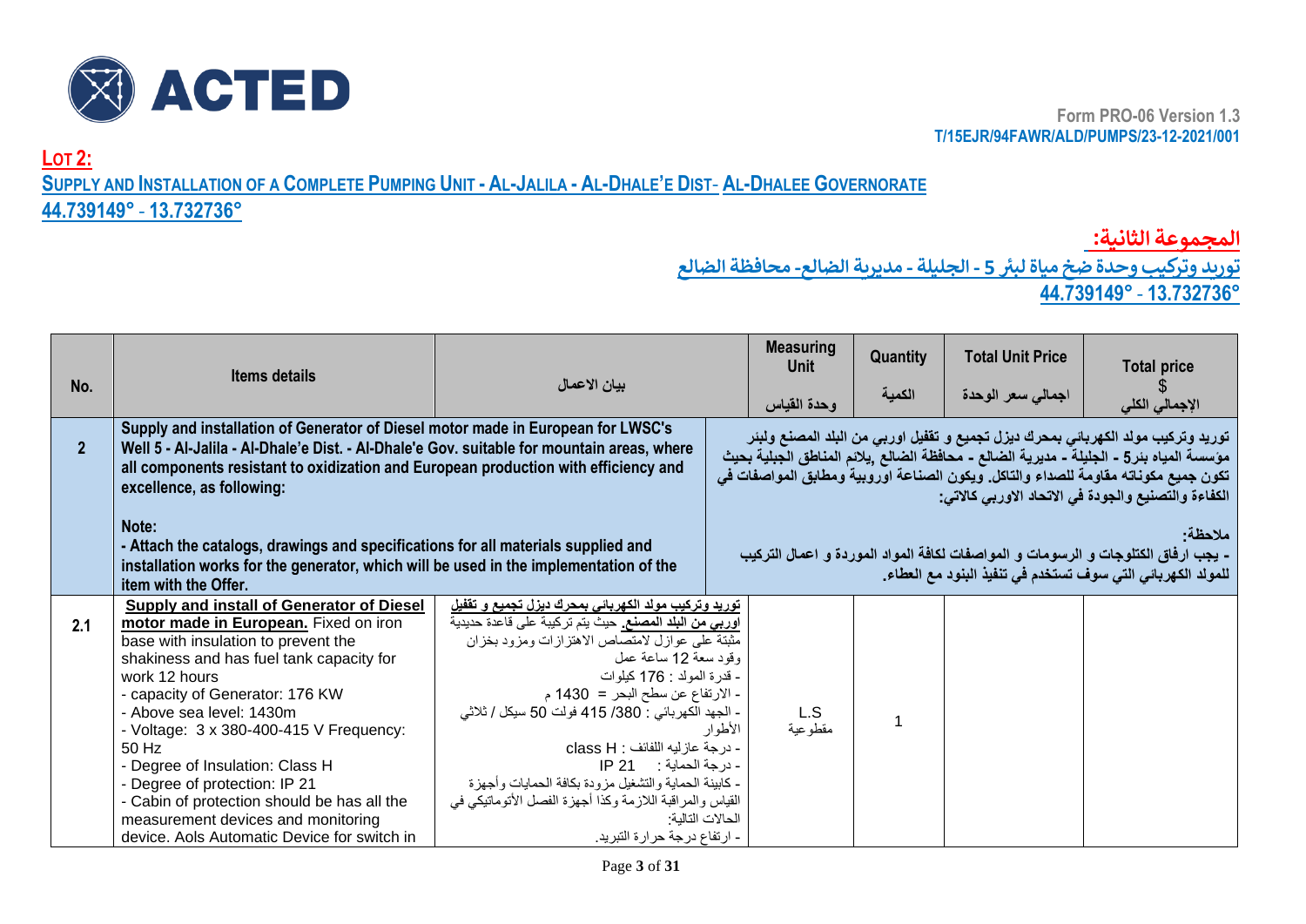Form PRO-06 Version 1.3
T/15EJR/94FAWR/ALD/PUMPS/23-12-2021/001

## LOT 2:

## SUPPLY AND INSTALLATION OF A COMPLETE PUMPING UNIT - AL-JALILA - AL-DHALE'E DIST- AL-DHALEE GOVERNORATE

**44.739149° - 13.732736°**

## المجموعة الثانية:

## توريد وتركيب وحدة ضخ مياة لبئر 5 - الجليلة - مديرية الضالع- محافظة الضالع

**44.739149° - 13.732736°**

| No. | Items details | بيان الاعمال | Measuring Unit وحدة القياس | Quantity الكمية | Total Unit Price اجمالي سعر الوحدة | Total price $ الإجمالي الكلي |
|---|---|---|---|---|---|---|
| 2 | **Supply and installation of Generator of Diesel motor made in European for LWSC's Well 5 - Al-Jalila - Al-Dhale'e Dist. - Al-Dhale'e Gov. suitable for mountain areas, where all components resistant to oxidization and European production with efficiency and excellence, as following:** **Note:** **- Attach the catalogs, drawings and specifications for all materials supplied and installation works for the generator, which will be used in the implementation of the item with the Offer.** | **توريد وتركيب مولد الكهربائي بمحرك ديزل تجميع و تقفيل اوربي من البلد المصنع ولبئر مؤسسة المياه بئر5 - الجليلة - مديرية الضالع - محافظة الضالع ,يلائم المناطق الجبلية بحيث تكون جميع مكوناته مقاومة للصداء والتاكل. ويكون الصناعة اوروبية ومطابق المواصفات في الكفاءة والتصنيع والجودة في الاتحاد الاوربي كالاتي:** **ملاحظة:** **- يجب ارفاق الكتلوجات و الرسومات و المواصفات لكافة المواد الموردة و اعمال التركيب للمولد الكهربائي التي سوف تستخدم في تنفيذ البنود مع العطاء.** | | | | |
| 2.1 | **Supply and install of Generator of Diesel motor made in European.** Fixed on iron base with insulation to prevent the shakiness and has fuel tank capacity for work 12 hours<br>- capacity of Generator: 176 KW<br>- Above sea level: 1430m<br>- Voltage: 3 x 380-400-415 V Frequency: 50 Hz<br>- Degree of Insulation: Class H<br>- Degree of protection: IP 21<br>- Cabin of protection should be has all the measurement devices and monitoring device. Aols Automatic Device for switch in | **توريد وتركيب مولد الكهربائي بمحرك ديزل تجميع و تقفيل اوربي من البلد المصنع.** حيث يتم تركيبة على قاعدة حديدية مثبتة على عوازل لامتصاص الاهتزازات ومزود بخزان وقود سعة 12 ساعة عمل<br>- قدرة المولد : 176 كيلوات<br>- الارتفاع عن سطح البحر = 1430 م<br>- الجهد الكهربائي : 380/ 415 فولت 50 سيكل / ثلاثي الأطوار<br>- درجة عازليه اللفائف : class H<br>- درجة الحماية : IP 21<br>- كابينة الحماية والتشغيل مزودة بكافة الحمايات وأجهزة القياس والمراقبة اللازمة وكذا أجهزة الفصل الأتوماتيكي في الحالات التالية:<br>- ارتفاع درجة حرارة التبريد. | L.S مقطوعية | 1 | | |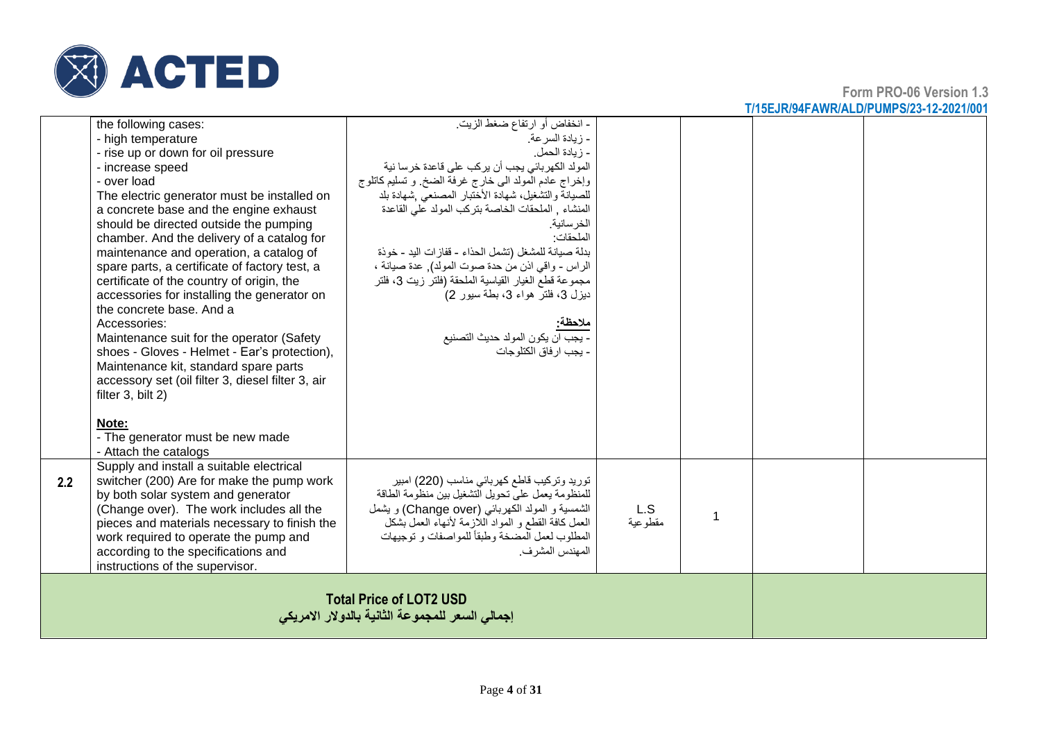| | | | | | | |
|---|---|---|---|---|---|---|
| | the following cases:<br>- high temperature<br>- rise up or down for oil pressure<br>- increase speed<br>- over load<br>The electric generator must be installed on a concrete base and the engine exhaust should be directed outside the pumping chamber. And the delivery of a catalog for maintenance and operation, a catalog of spare parts, a certificate of factory test, a certificate of the country of origin, the accessories for installing the generator on the concrete base. And a<br>Accessories:<br>Maintenance suit for the operator (Safety shoes - Gloves - Helmet - Ear's protection), Maintenance kit, standard spare parts accessory set (oil filter 3, diesel filter 3, air filter 3, bilt 2)<br><br>**Note:**<br>- The generator must be new made<br>- Attach the catalogs | - انخفاض أو ارتفاع ضغط الزيت.<br>- زيادة السرعة.<br>- زيادة الحمل.<br>المولد الكهربائي يجب أن يركب على قاعدة خرسا نية وإخراج عادم المولد الى خارج غرفة الضخ. و تسليم كاتلوج للصيانة والتشغيل، شهادة الأختبار المصنعي ,شهادة بلد المنشاء , الملحقات الخاصة بتركب المولد على القاعدة الخرسانية.<br>الملحقات:<br>بدلة صيانة للمشغل (تشمل الحذاء - قفازات اليد - خوذة الراس - واقي اذن من حدة صوت المولد), عدة صيانة ، مجموعة قطع الغيار القياسية الملحقة (فلتر زيت 3، فلتر ديزل 3، فلتر هواء 3، بطة سيور 2)<br><br>**ملاحظة:**<br>- يجب أن يكون المولد حديث التصنيع<br>- يجب ارفاق الكتلوجات | | | | |
| **2.2** | Supply and install a suitable electrical switcher (200) Are for make the pump work by both solar system and generator (Change over). The work includes all the pieces and materials necessary to finish the work required to operate the pump and according to the specifications and instructions of the supervisor. | توريد وتركيب قاطع كهربائي مناسب (220) امبير للمنظومة يعمل على تحويل التشغيل بين منظومة الطاقة الشمسية و المولد الكهربائي (Change over) و يشمل العمل كافة القطع و المواد اللازمة لأنهاء العمل بشكل المطلوب لعمل المضخة وطبقاً للمواصفات و توجيهات المهندس المشرف. | L.S<br>مقطوعية | 1 | | |
| **Total Price of LOT2 USD**<br>**إجمالي السعر للمجموعة الثانية بالدولار الامريكي** | | | | | | |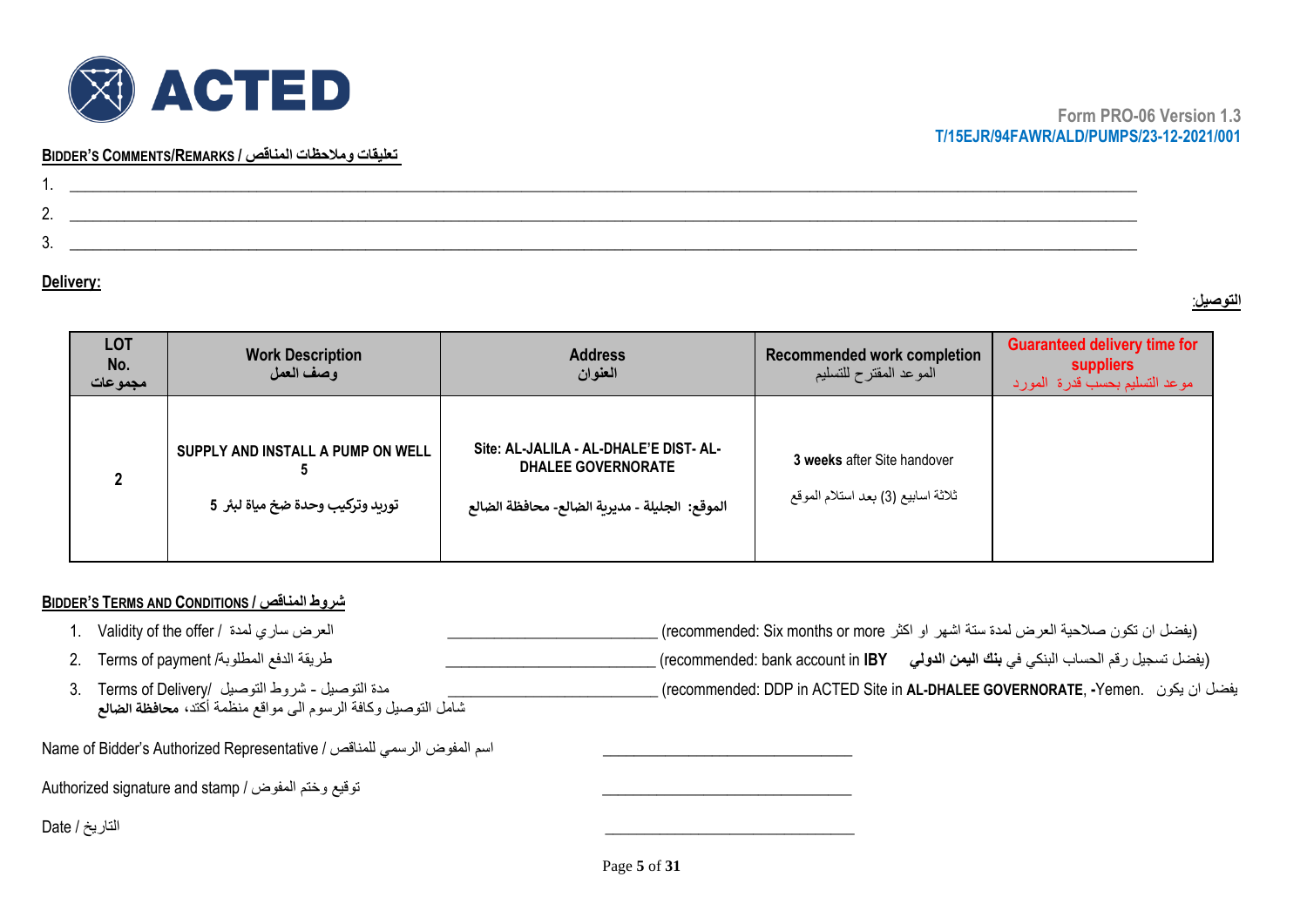Form PRO-06 Version 1.3
T/15EJR/94FAWR/ALD/PUMPS/23-12-2021/001

**BIDDER'S COMMENTS/REMARKS / تعليقات وملاحظات المناقص**

1. ______________________________________________
2. ______________________________________________
3. ______________________________________________

**Delivery:** **التوصيل:**

| LOT No. مجموعات | Work Description وصف العمل | Address العنوان | Recommended work completion الموعد المقترح للتسليم | Guaranteed delivery time for suppliers موعد التسليم بحسب قدرة المورد |
|---|---|---|---|---|
| **2** | **SUPPLY AND INSTALL A PUMP ON WELL 5**<br>**توريد وتركيب وحدة ضخ مياة لبئر 5** | **Site: AL-JALILA - AL-DHALE'E DIST- AL-DHALEE GOVERNORATE**<br>**الموقع: الجليلة - مديرية الضالع- محافظة الضالع** | **3 weeks** after Site handover<br>ثلاثة اسابيع (3) بعد استلام الموقع | |

**BIDDER'S TERMS AND CONDITIONS / شروط المناقص**

1. Validity of the offer / العرض ساري لمدة ___________________ (recommended: Six months or more يفضل ان تكون صلاحية العرض لمدة ستة اشهر او اكثر)
2. Terms of payment /طريقة الدفع المطلوبة ___________________ (recommended: bank account in **IBY** يفضل تسجيل رقم الحساب البنكي في **بنك اليمن الدولي**)
3. Terms of Delivery/ مدة التوصيل - شروط التوصيل شامل التوصيل وكافة الرسوم الى مواقع منظمة أكتد، **محافظة الضالع** ___________________ (recommended: DDP in ACTED Site in **AL-DHALEE GOVERNORATE**, **-**Yemen. يفضل ان يكون

Name of Bidder's Authorized Representative / اسم المفوض الرسمي للمناقص ___________________

Authorized signature and stamp / توقيع وختم المفوض ___________________

Date / التاريخ ___________________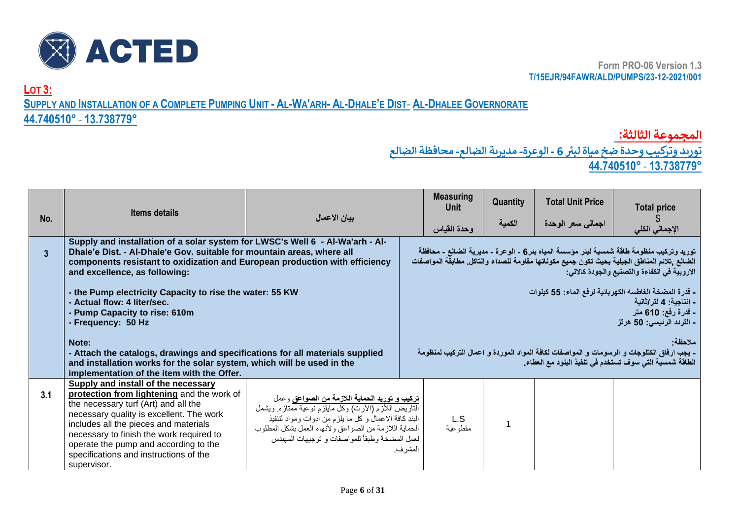ACTED

Form PRO-06 Version 1.3
T/15EJR/94FAWR/ALD/PUMPS/23-12-2021/001

## LOT 3:

## SUPPLY AND INSTALLATION OF A COMPLETE PUMPING UNIT - AL-WA'ARH- AL-DHALE'E DIST- AL-DHALEE GOVERNORATE

**44.740510° - 13.738779°**

## المجموعة الثالثة:

## توريد وتركيب وحدة ضخ مياة لبئر 6 - الوعرة- مديرية الضالع- محافظة الضالع

**44.740510° - 13.738779°**

| No. | Items details | بيان الاعمال | Measuring Unit وحدة القياس | Quantity الكمية | Total Unit Price اجمالي سعر الوحدة | Total price $ الإجمالي الكلي |
|---|---|---|---|---|---|---|
| **3** | **Supply and installation of a solar system for LWSC's Well 6 - Al-Wa'arh - Al-Dhale'e Dist. - Al-Dhale'e Gov. suitable for mountain areas, where all components resistant to oxidization and European production with efficiency and excellence, as following:**<br><br>**- the Pump electricity Capacity to rise the water: 55 KW**<br>**- Actual flow: 4 liter/sec.**<br>**- Pump Capacity to rise: 610m**<br>**- Frequency: 50 Hz**<br><br>**Note:**<br>**- Attach the catalogs, drawings and specifications for all materials supplied and installation works for the solar system, which will be used in the implementation of the item with the Offer.** | | **توريد وتركيب منظومة طاقة شمسية لبئر مؤسسة المياه بئر6 - الوعرة - مديرية الضالع - محافظة الضالع ,تلائم المناطق الجبلية بحيث تكون جميع مكوناتها مقاومة للصداء والتاكل. مطابقة المواصفات الاروبية في الكفاءة والتصنيع والجودة كالاتي:**<br><br>**- قدرة المضخة الغاطسه الكهربانية لرفع الماء: 55 كيلوات**<br>**- إنتاجية: 4 لتر/ثانية**<br>**- قدرة رفع: 610 متر**<br>**- التردد الرئيسي: 50 هرتز**<br><br>**ملاحظة:**<br>**- يجب ارفاق الكتلوجات و الرسومات و المواصفات لكافة المواد الموردة و اعمال التركيب لمنظومة الطاقة شمسية التي سوف تستخدم في تنفيذ البنود مع العطاء.** | | | |
| **3.1** | <u>**Supply and install of the necessary protection from lightening**</u> and the work of the necessary turf (Art) and all the necessary quality is excellent. The work includes all the pieces and materials necessary to finish the work required to operate the pump and according to the specifications and instructions of the supervisor. | **تركيب و توريد <u>الحماية اللازمة من الصواعق</u>** وعمل التاريض اللازم (الأرت) وكل مايلزم نوعية ممتازه. ويشمل البند كافة الاعمال و كل ما يلزم من ادوات ومواد لتنفيذ الحماية اللازمة من الصواعق ولأنهاء العمل بشكل المطلوب لعمل المضخة وطبقاً للمواصفات و توجيهات المهندس المشرف. | L.S مقطوعية | 1 | | |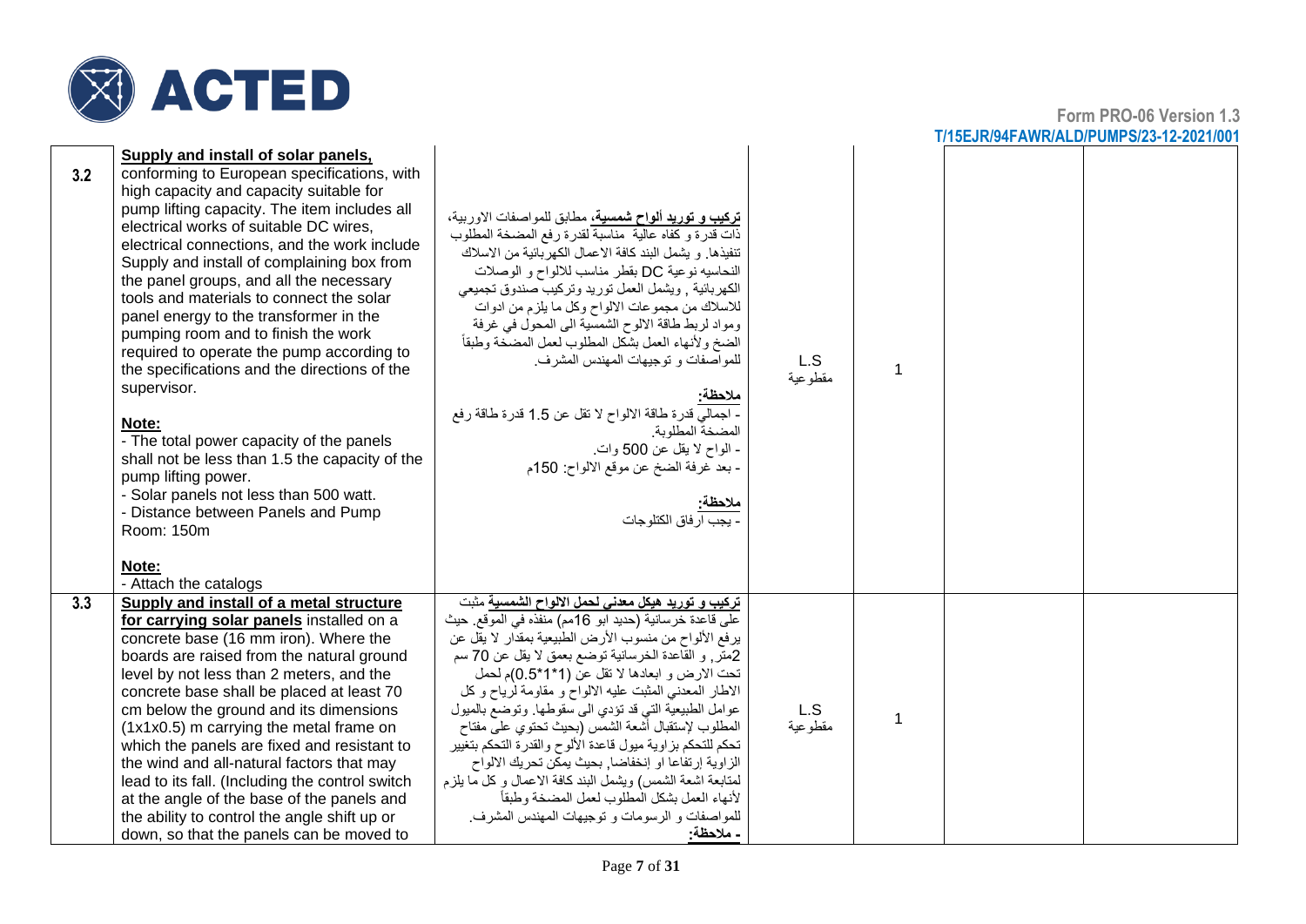| | | | | | | |
|---|---|---|---|---|---|---|
| 3.2 | **Supply and install of solar panels,** conforming to European specifications, with high capacity and capacity suitable for pump lifting capacity. The item includes all electrical works of suitable DC wires, electrical connections, and the work include Supply and install of complaining box from the panel groups, and all the necessary tools and materials to connect the solar panel energy to the transformer in the pumping room and to finish the work required to operate the pump according to the specifications and the directions of the supervisor.<br><br>**Note:**<br>- The total power capacity of the panels shall not be less than 1.5 the capacity of the pump lifting power.<br>- Solar panels not less than 500 watt.<br>- Distance between Panels and Pump Room: 150m<br><br>**Note:**<br>- Attach the catalogs | **تركيب و توريد ألواح شمسية**، مطابق للمواصفات الاوربية، ذات قدرة و كفاه عالية مناسبة لقدرة رفع المضخة المطلوب تنفيذها. و يشمل البند كافة الاعمال الكهربائية من الاسلاك النحاسيه نوعية DC بقطر مناسب للالواح و الوصلات الكهربائية , ويشمل العمل توريد وتركيب صندوق تجميعي للاسلاك من مجموعات الالواح وكل ما يلزم من ادوات ومواد لربط طاقة الالوح الشمسية الى المحول في غرفة الضخ ولأنهاء العمل بشكل المطلوب لعمل المضخة وطبقاً للمواصفات و توجيهات المهندس المشرف.<br><br>**ملاحظة:**<br>- اجمالي قدرة طاقة الالواح لا تقل عن 1.5 قدرة طاقة رفع المضخة المطلوبة.<br>- الواح لا يقل عن 500 وات.<br>- بعد غرفة الضخ عن موقع الالواح: 150م<br><br>**ملاحظة:**<br>- يجب ارفاق الكتلوجات | L.S<br>مقطوعية | 1 | | |
| 3.3 | **Supply and install of a metal structure for carrying solar panels** installed on a concrete base (16 mm iron). Where the boards are raised from the natural ground level by not less than 2 meters, and the concrete base shall be placed at least 70 cm below the ground and its dimensions (1x1x0.5) m carrying the metal frame on which the panels are fixed and resistant to the wind and all-natural factors that may lead to its fall. (Including the control switch at the angle of the base of the panels and the ability to control the angle shift up or down, so that the panels can be moved to | **تركيب و توريد هيكل معدني لحمل الالواح الشمسية** مثبت على قاعدة خرسانية (حديد ابو 16مم) منفذه في الموقع. حيث يرفع الألواح من منسوب الأرض الطبيعية بمقدار لا يقل عن 2متر, و القاعدة الخرسانية توضع بعمق لا يقل عن 70 سم تحت الارض و ابعادها لا تقل عن (1*1*0.5)م لحمل الاطار المعدني المثبت عليه الالواح و مقاومة لرياح و كل عوامل الطبيعية التي قد تؤدي الى سقوطها. وتوضع بالميول المطلوب لإستقبال أشعة الشمس (بحيث تحتوي على مفتاح تحكم للتحكم بزاوية ميول قاعدة الألوح والقدرة التحكم بتغيير الزاوية إرتفاعا او إنخفاضا, بحيث يمكن تحريك الالواح لمتابعة اشعة الشمس) ويشمل البند كافة الاعمال و كل ما يلزم لأنهاء العمل بشكل المطلوب لعمل المضخة وطبقاً للمواصفات و الرسومات و توجيهات المهندس المشرف.<br>**- ملاحظة:** | L.S<br>مقطوعية | 1 | | |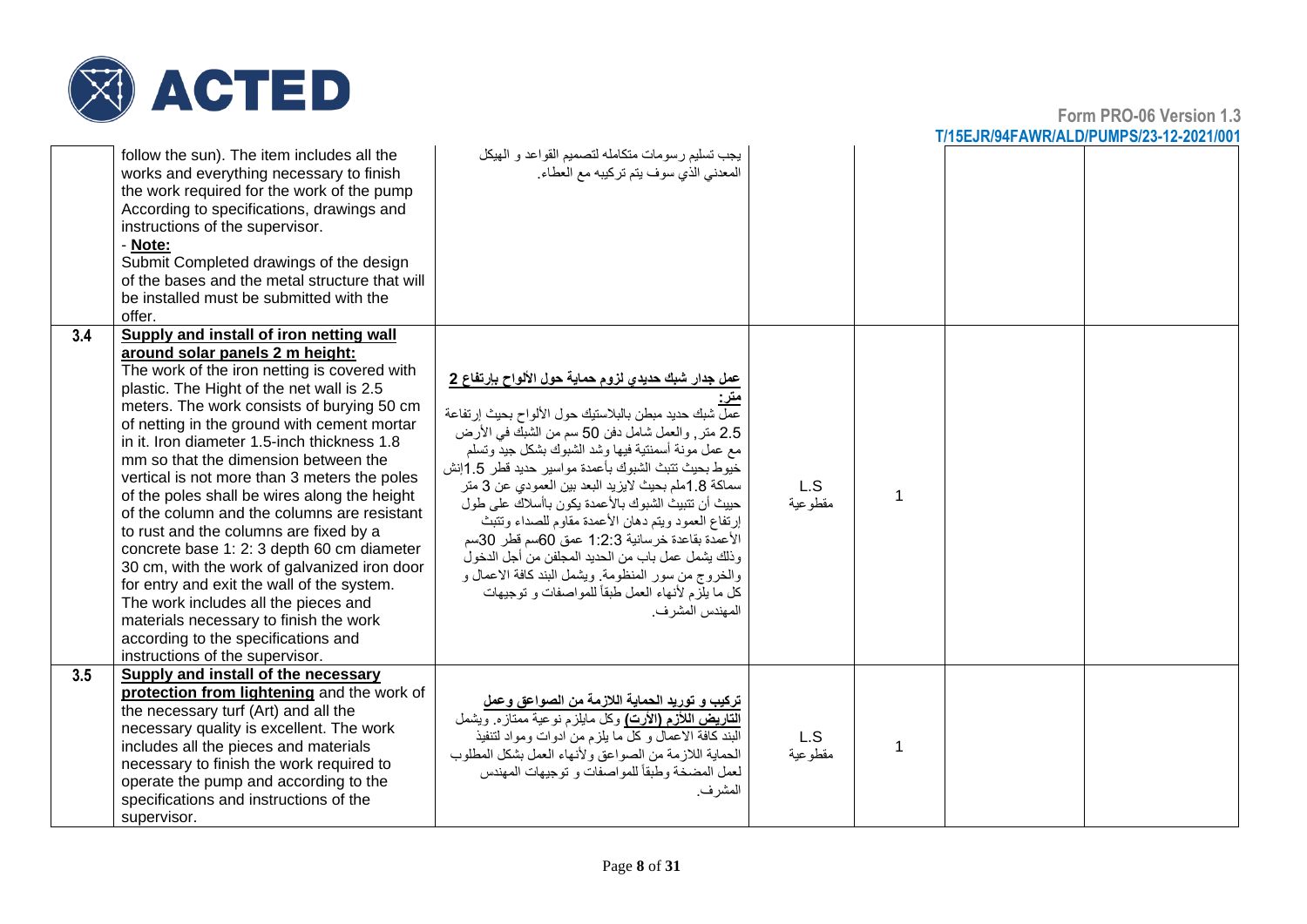| | | | | | | |
|---|---|---|---|---|---|---|
| | follow the sun). The item includes all the works and everything necessary to finish the work required for the work of the pump According to specifications, drawings and instructions of the supervisor.<br>- **Note:**<br>Submit Completed drawings of the design of the bases and the metal structure that will be installed must be submitted with the offer. | يجب تسليم رسومات متكامله لتصميم القواعد و الهيكل المعدني الذي سوف يتم تركيبه مع العطاء. | | | | |
| **3.4** | **Supply and install of iron netting wall around solar panels 2 m height:**<br>The work of the iron netting is covered with plastic. The Hight of the net wall is 2.5 meters. The work consists of burying 50 cm of netting in the ground with cement mortar in it. Iron diameter 1.5-inch thickness 1.8 mm so that the dimension between the vertical is not more than 3 meters the poles of the poles shall be wires along the height of the column and the columns are resistant to rust and the columns are fixed by a concrete base 1: 2: 3 depth 60 cm diameter 30 cm, with the work of galvanized iron door for entry and exit the wall of the system. The work includes all the pieces and materials necessary to finish the work according to the specifications and instructions of the supervisor. | **عمل جدار شبك حديدي لزوم حماية حول الألواح بارتفاع 2 متر:**<br>عمل شبك حديد مبطن بالبلاستيك حول الألواح بحيث إرتفاعة 2.5 متر, والعمل شامل دفن 50 سم من الشبك في الأرض مع عمل مونة أسمنتية فيها وشد الشبوك بشكل جيد وتسلم خيوط بحيث تتبث الشبوك بأعمدة مواسير حديد قطر 1.5إنش سماكة 1.8ملم بحيث لايزيد البعد بين العمودي عن 3 متر حييث أن تتبيث الشبوك بالأعمدة يكون بأسلاك على طول إرتفاع العمود ويتم دهان الأعمدة مقاوم للصداء وتثبت الأعمدة بقاعدة خرسانية 1:2:3 عمق 60سم قطر 30سم وذلك يشمل عمل باب من الحديد المجلفن من أجل الدخول والخروج من سور المنظومة. ويشمل البند كافة الاعمال و كل ما يلزم لأنهاء العمل طبقاً للمواصفات و توجيهات المهندس المشرف. | L.S<br>مقطوعية | 1 | | |
| **3.5** | **Supply and install of the necessary protection from lightening** and the work of the necessary turf (Art) and all the necessary quality is excellent. The work includes all the pieces and materials necessary to finish the work required to operate the pump and according to the specifications and instructions of the supervisor. | **تركيب و توريد الحماية اللازمة من الصواعق وعمل التاريض اللأزم (الأرت)** وكل مايلزم نوعية ممتازه. ويشمل البند كافة الاعمال و كل ما يلزم من ادوات ومواد لتنفيذ الحماية اللازمة من الصواعق ولأنهاء العمل بشكل المطلوب لعمل المضخة وطبقاً للمواصفات و توجيهات المهندس المشرف. | L.S<br>مقطوعية | 1 | | |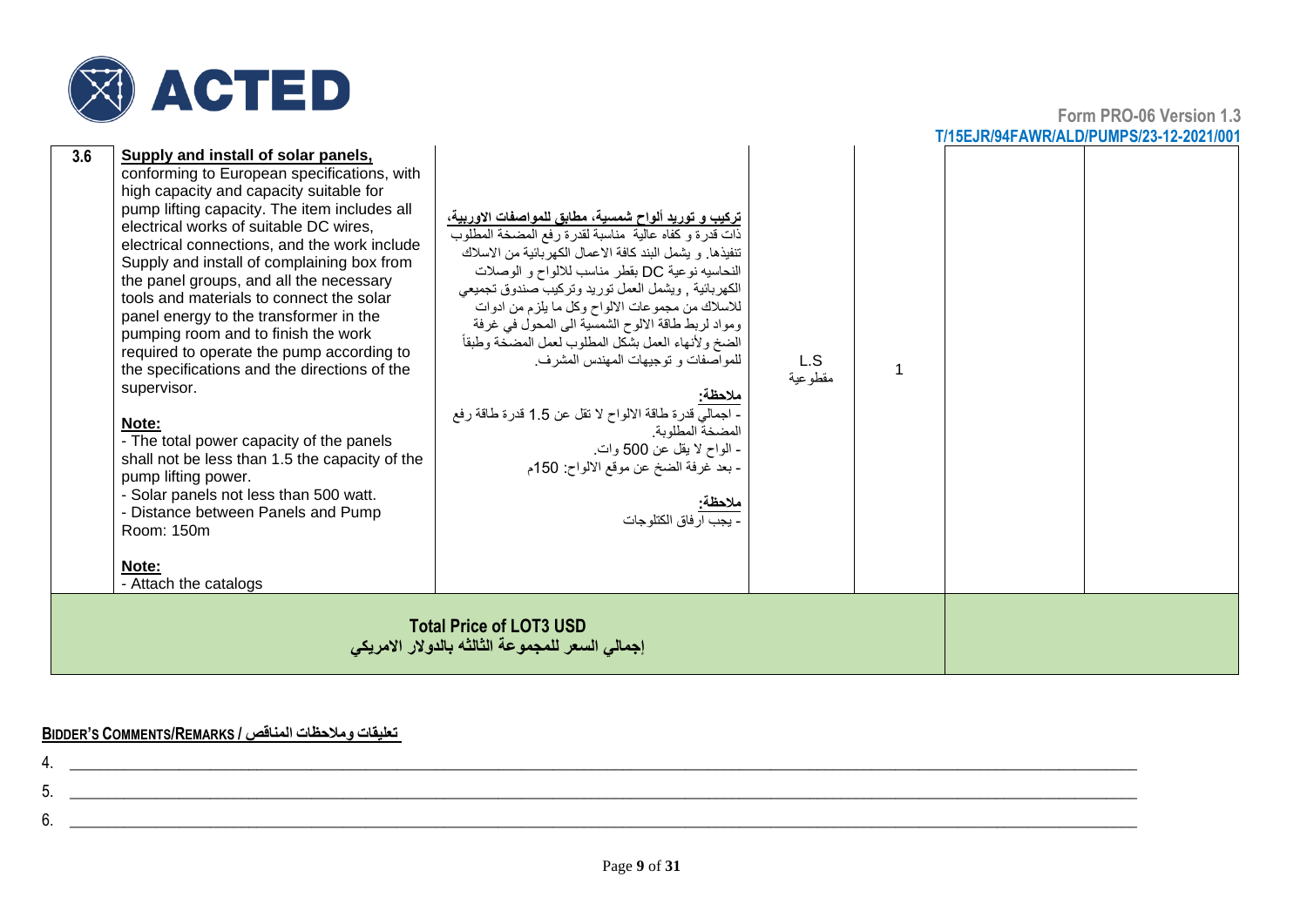Form PRO-06 Version 1.3
T/15EJR/94FAWR/ALD/PUMPS/23-12-2021/001

| | | | | | | |
|---|---|---|---|---|---|---|
| 3.6 | **Supply and install of solar panels,** conforming to European specifications, with high capacity and capacity suitable for pump lifting capacity. The item includes all electrical works of suitable DC wires, electrical connections, and the work include Supply and install of complaining box from the panel groups, and all the necessary tools and materials to connect the solar panel energy to the transformer in the pumping room and to finish the work required to operate the pump according to the specifications and the directions of the supervisor.<br><br>**Note:**<br>- The total power capacity of the panels shall not be less than 1.5 the capacity of the pump lifting power.<br>- Solar panels not less than 500 watt.<br>- Distance between Panels and Pump Room: 150m<br><br>**Note:**<br>- Attach the catalogs | **تركيب و توريد ألواح شمسية، مطابق للمواصفات الاوربية،** ذات قدرة و كفاه عالية مناسبة لقدرة رفع المضخة المطلوب تنفيذها. و يشمل البند كافة الاعمال الكهربائية من الاسلاك النحاسيه نوعية DC بقطر مناسب للالواح و الوصلات الكهربائية , ويشمل العمل توريد وتركيب صندوق تجميعي للاسلاك من مجموعات الالواح وكل ما يلزم من ادوات ومواد لربط طاقة الالوح الشمسية الى المحول في غرفة الضخ ولأنهاء العمل بشكل المطلوب لعمل المضخة وطبقاً للمواصفات و توجيهات المهندس المشرف.<br><br>**ملاحظة:**<br>- اجمالي قدرة طاقة الالواح لا تقل عن 1.5 قدرة طاقة رفع المضخة المطلوبة.<br>- الواح لا يقل عن 500 وات.<br>- بعد غرفة الضخ عن موقع الالواح: 150م<br><br>**ملاحظة:**<br>- يجب ارفاق الكتلوجات | L.S<br>مقطوعية | 1 | | |
| **Total Price of LOT3 USD**<br>**إجمالي السعر للمجموعة الثالثه بالدولار الامريكي** | | | | | | |

**BIDDER'S COMMENTS/REMARKS / تعليقات وملاحظات المناقص**

4. \_\_\_\_\_\_\_\_\_\_\_\_\_\_\_\_\_\_\_\_\_\_\_\_\_\_\_\_\_\_\_\_\_\_\_\_\_\_\_\_\_\_\_\_\_\_\_\_\_\_\_\_\_\_\_\_\_\_
5. \_\_\_\_\_\_\_\_\_\_\_\_\_\_\_\_\_\_\_\_\_\_\_\_\_\_\_\_\_\_\_\_\_\_\_\_\_\_\_\_\_\_\_\_\_\_\_\_\_\_\_\_\_\_\_\_\_\_
6. \_\_\_\_\_\_\_\_\_\_\_\_\_\_\_\_\_\_\_\_\_\_\_\_\_\_\_\_\_\_\_\_\_\_\_\_\_\_\_\_\_\_\_\_\_\_\_\_\_\_\_\_\_\_\_\_\_\_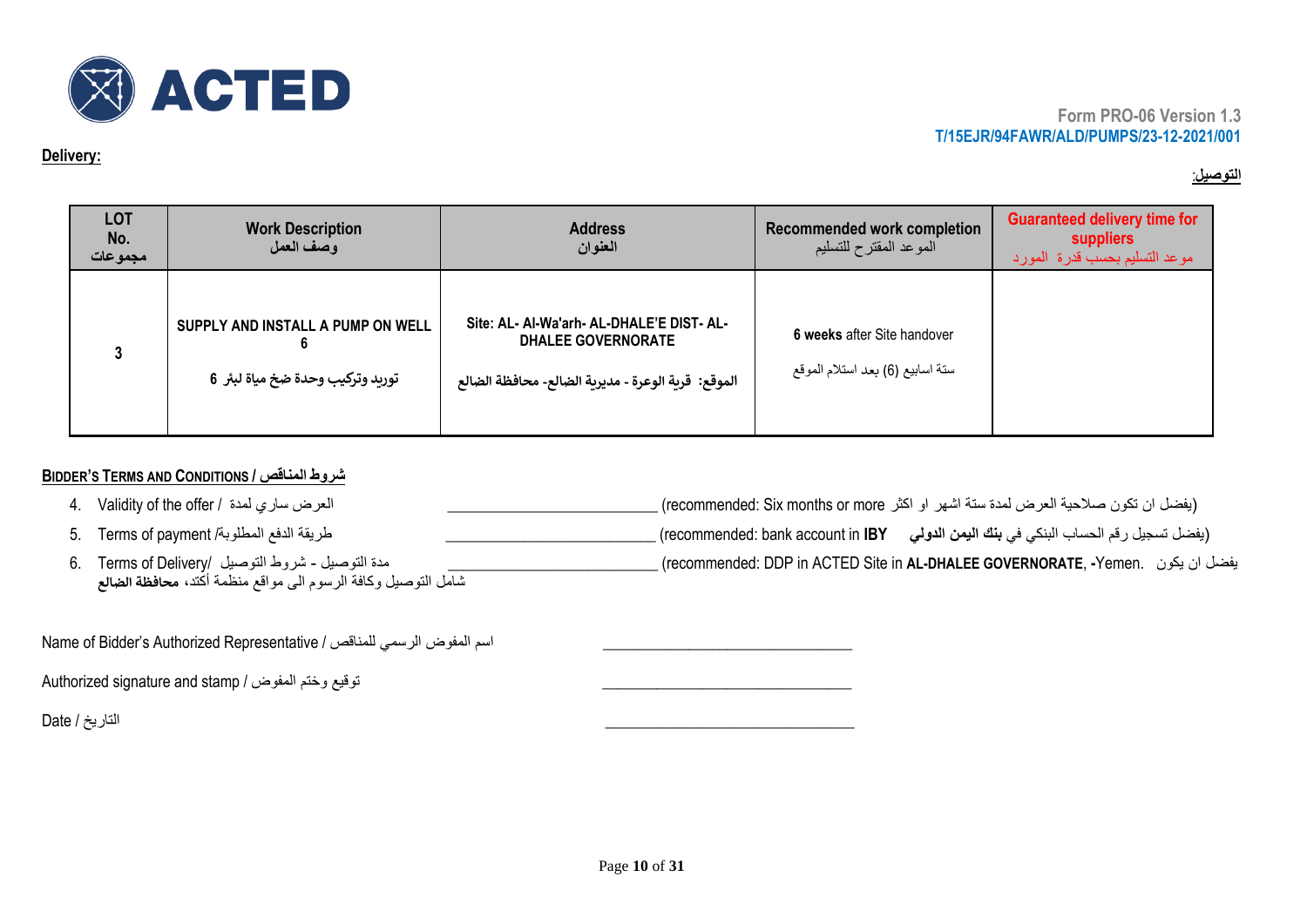ACTED

Form PRO-06 Version 1.3
T/15EJR/94FAWR/ALD/PUMPS/23-12-2021/001

**Delivery:**

**:التوصيل**

| LOT No. مجموعات | Work Description وصف العمل | Address العنوان | Recommended work completion الموعد المقترح للتسليم | Guaranteed delivery time for suppliers موعد التسليم بحسب قدرة المورد |
|---|---|---|---|---|
| **3** | **SUPPLY AND INSTALL A PUMP ON WELL 6** **توريد وتركيب وحدة ضخ مياة لبئر 6** | **Site: AL- Al-Wa'arh- AL-DHALE'E DIST- AL-DHALEE GOVERNORATE** **الموقع: قرية الوعرة - مديرية الضالع- محافظة الضالع** | **6 weeks** after Site handover ستة اسابيع (6) بعد استلام الموقع | |

**BIDDER'S TERMS AND CONDITIONS / شروط المناقص**

4. Validity of the offer / العرض ساري لمدة ________________________ (recommended: Six months or more يفضل ان تكون صلاحية العرض لمدة ستة اشهر او اكثر)
5. Terms of payment /طريقة الدفع المطلوبة ________________________ (recommended: bank account in **IBY** يفضل تسجيل رقم الحساب البنكي في **بنك اليمن الدولي**)
6. Terms of Delivery/ مدة التوصيل - شروط التوصيل ________________________ (recommended: DDP in ACTED Site in **AL-DHALEE GOVERNORATE**, **-**Yemen. يفضل ان يكون شامل التوصيل وكافة الرسوم الى مواقع منظمة أكتد، **محافظة الضالع**

Name of Bidder's Authorized Representative / اسم المفوض الرسمي للمناقص ______________________________

Authorized signature and stamp / توقيع وختم المفوض ______________________________

Date / التاريخ ______________________________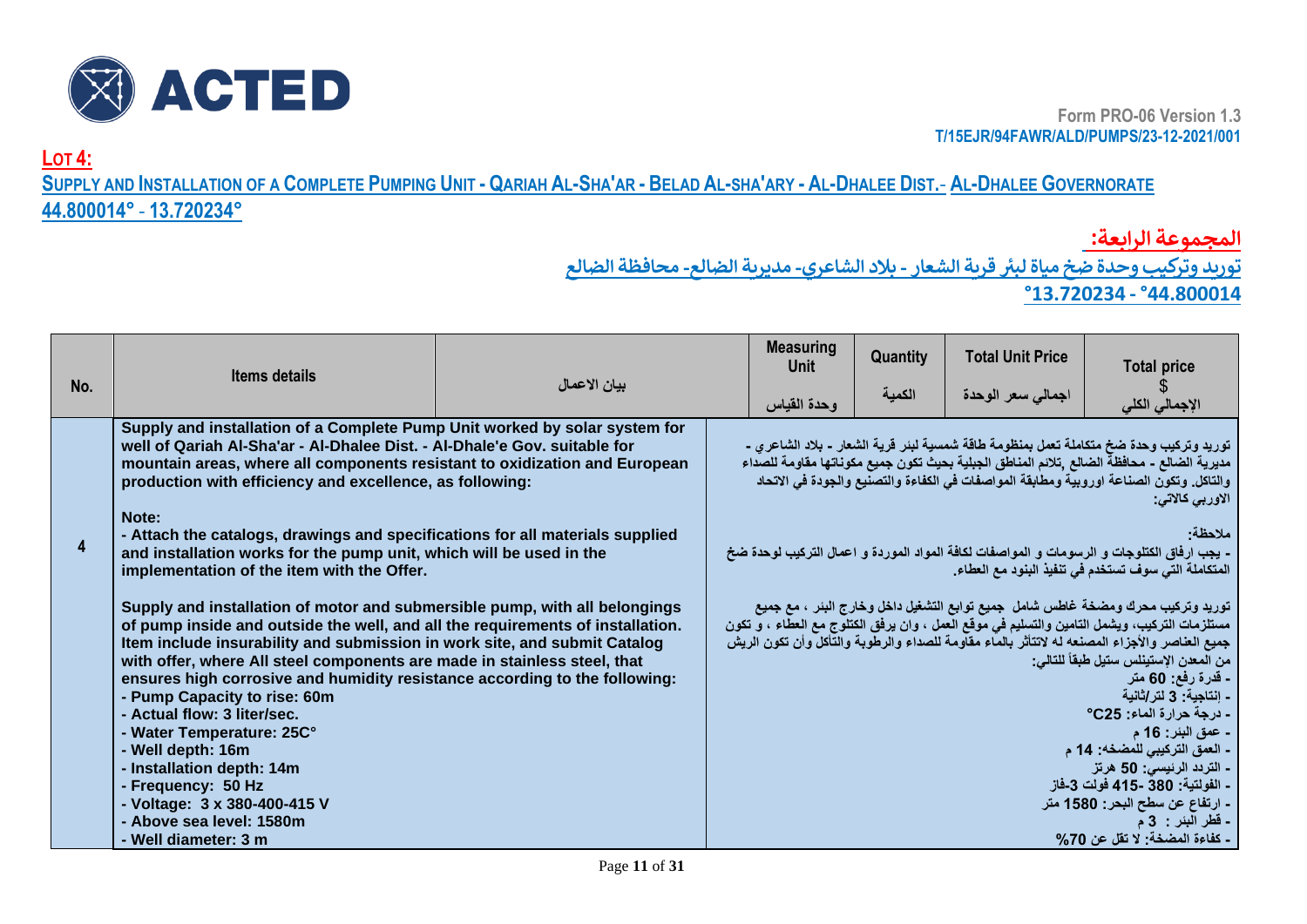Form PRO-06 Version 1.3
T/15EJR/94FAWR/ALD/PUMPS/23-12-2021/001

## LOT 4:

## SUPPLY AND INSTALLATION OF A COMPLETE PUMPING UNIT - QARIAH AL-SHA'AR - BELAD AL-SHA'ARY - AL-DHALEE DIST.- AL-DHALEE GOVERNORATE

**44.800014° - 13.720234°**

## المجموعة الرابعة:

## توريد وتركيب وحدة ضخ مياة لبئر قرية الشعار - بلاد الشاعري- مديرية الضالع- محافظة الضالع

**°13.720234 - °44.800014**

| No. | Items details | بيان الاعمال | Measuring Unit<br>وحدة القياس | Quantity<br>الكمية | Total Unit Price<br>اجمالي سعر الوحدة | Total price<br>$<br>الإجمالي الكلي |
|---|---|---|---|---|---|---|
| 4 | **Supply and installation of a Complete Pump Unit worked by solar system for well of Qariah Al-Sha'ar - Al-Dhalee Dist. - Al-Dhale'e Gov. suitable for mountain areas, where all components resistant to oxidization and European production with efficiency and excellence, as following:**<br><br>**Note:**<br>**- Attach the catalogs, drawings and specifications for all materials supplied and installation works for the pump unit, which will be used in the implementation of the item with the Offer.**<br><br>**Supply and installation of motor and submersible pump, with all belongings of pump inside and outside the well, and all the requirements of installation. Item include insurability and submission in work site, and submit Catalog with offer, where All steel components are made in stainless steel, that ensures high corrosive and humidity resistance according to the following:**<br>**- Pump Capacity to rise: 60m**<br>**- Actual flow: 3 liter/sec.**<br>**- Water Temperature: 25C°**<br>**- Well depth: 16m**<br>**- Installation depth: 14m**<br>**- Frequency: 50 Hz**<br>**- Voltage: 3 x 380-400-415 V**<br>**- Above sea level: 1580m**<br>**- Well diameter: 3 m** | **توريد وتركيب وحدة ضخ متكاملة تعمل بمنظومة طاقة شمسية لبئر قرية الشعار - بلاد الشاعري - مديرية الضالع - محافظة الضالع ,تلائم المناطق الجبلية بحيث تكون جميع مكوناتها مقاومة للصداء والتاكل. وتكون الصناعة اوروبية ومطابقة المواصفات في الكفاءة والتصنيع والجودة في الاتحاد الاوربي كالاتي:**<br><br>**ملاحظة:**<br>**- يجب ارفاق الكتلوجات و الرسومات و المواصفات لكافة المواد الموردة و اعمال التركيب لوحدة ضخ المتكاملة التي سوف تستخدم في تنفيذ البنود مع العطاء.**<br><br>**توريد وتركيب محرك ومضخة غاطس شامل جميع توابع التشغيل داخل وخارج البئر ، مع جميع مستلزمات التركيب، ويشمل التامين والتسليم في موقع العمل ، وان يرفق الكتلوج مع العطاء ، و تكون جميع العناصر والأجزاء المصنعه له لاتتأثر بالماء مقاومة للصداء والرطوبة والتآكل وأن تكون الريش من المعدن الإستينلس ستيل طبقاً للتالي:**<br>**- قدرة رفع: 60 متر**<br>**- إنتاجية: 3 لتر/ثانية**<br>**- درجة حرارة الماء: 25°C**<br>**- عمق البئر: 16 م**<br>**- العمق التركيبي للمضخه: 14 م**<br>**- التردد الرئيسي: 50 هرتز**<br>**- الفولتية: 380 -415 فولت 3-فاز**<br>**- ارتفاع عن سطح البحر: 1580 متر**<br>**- قطر البئر : 3 م**<br>**- كفاءة المضخة: لا تقل عن 70%** | | | | |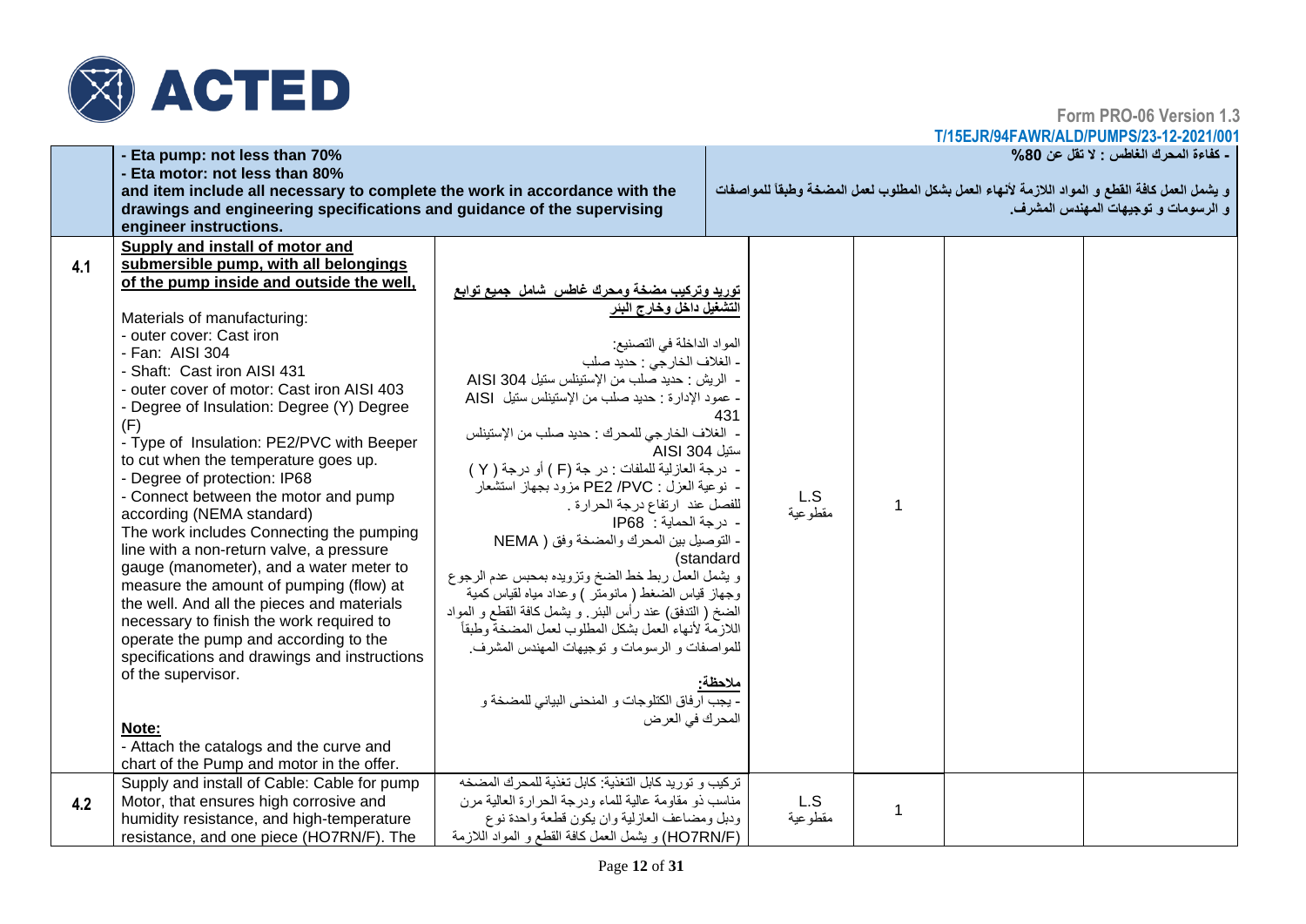**ACTED**

Form PRO-06 Version 1.3

T/15EJR/94FAWR/ALD/PUMPS/23-12-2021/001

| | | | | | | |
|---|---|---|---|---|---|---|
| | - Eta pump: not less than 70%<br>- Eta motor: not less than 80%<br>and item include all necessary to complete the work in accordance with the drawings and engineering specifications and guidance of the supervising engineer instructions. | | - كفاءة المحرك الغاطس : لا تقل عن 80%<br>و يشمل العمل كافة القطع و المواد اللازمة لأنهاء العمل بشكل المطلوب لعمل المضخة وطبقاً للمواصفات و الرسومات و توجيهات المهندس المشرف. | | | |
| 4.1 | **Supply and install of motor and submersible pump, with all belongings of the pump inside and outside the well,**<br><br>Materials of manufacturing:<br>- outer cover: Cast iron<br>- Fan: AISI 304<br>- Shaft: Cast iron AISI 431<br>- outer cover of motor: Cast iron AISI 403<br>- Degree of Insulation: Degree (Y) Degree (F)<br>- Type of Insulation: PE2/PVC with Beeper to cut when the temperature goes up.<br>- Degree of protection: IP68<br>- Connect between the motor and pump according (NEMA standard)<br>The work includes Connecting the pumping line with a non-return valve, a pressure gauge (manometer), and a water meter to measure the amount of pumping (flow) at the well. And all the pieces and materials necessary to finish the work required to operate the pump and according to the specifications and drawings and instructions of the supervisor.<br><br>**Note:**<br>- Attach the catalogs and the curve and chart of the Pump and motor in the offer. | **توريد وتركيب مضخة ومحرك غاطس شامل جميع توابع التشغيل داخل وخارج البئر**<br><br>المواد الداخلة في التصنيع:<br>- الغلاف الخارجي : حديد صلب<br>- الريش : حديد صلب من الإستينلس ستيل AISI 304<br>- عمود الإدارة : حديد صلب من الإستينلس ستيل AISI 431<br>- الغلاف الخارجي للمحرك : حديد صلب من الإستينلس ستيل AISI 304<br>- درجة العازلية للملفات : درجة (F ) أو درجة ( Y )<br>- نوعية العزل : PE2 /PVC مزود بجهاز استشعار للفصل عند ارتفاع درجة الحرارة .<br>- درجة الحماية : IP68<br>- التوصيل بين المحرك والمضخة وفق ( NEMA standard)<br>و يشمل العمل ربط خط الضخ وتزويده بمحبس عدم الرجوع وجهاز قياس الضغط ( مانومتر ) وعداد مياه لقياس كمية الضخ ( التدفق) عند رأس البئر. و يشمل كافة القطع و المواد اللازمة لأنهاء العمل بشكل المطلوب لعمل المضخة وطبقاً للمواصفات و الرسومات و توجيهات المهندس المشرف.<br><br>**ملاحظة:**<br>- يجب ارفاق الكتلوجات و المنحنى البياني للمضخة و المحرك في العرض | L.S<br>مقطوعية | 1 | | |
| 4.2 | Supply and install of Cable: Cable for pump Motor, that ensures high corrosive and humidity resistance, and high-temperature resistance, and one piece (HO7RN/F). The | تركيب و توريد كابل التغذية: كابل تغذية للمحرك المضخه مناسب ذو مقاومة عالية للماء ودرجة الحرارة العالية مرن ودبل ومضاعف العازلية وان يكون قطعة واحدة نوع (HO7RN/F) و يشمل العمل كافة القطع و المواد اللازمة | L.S<br>مقطوعية | 1 | | |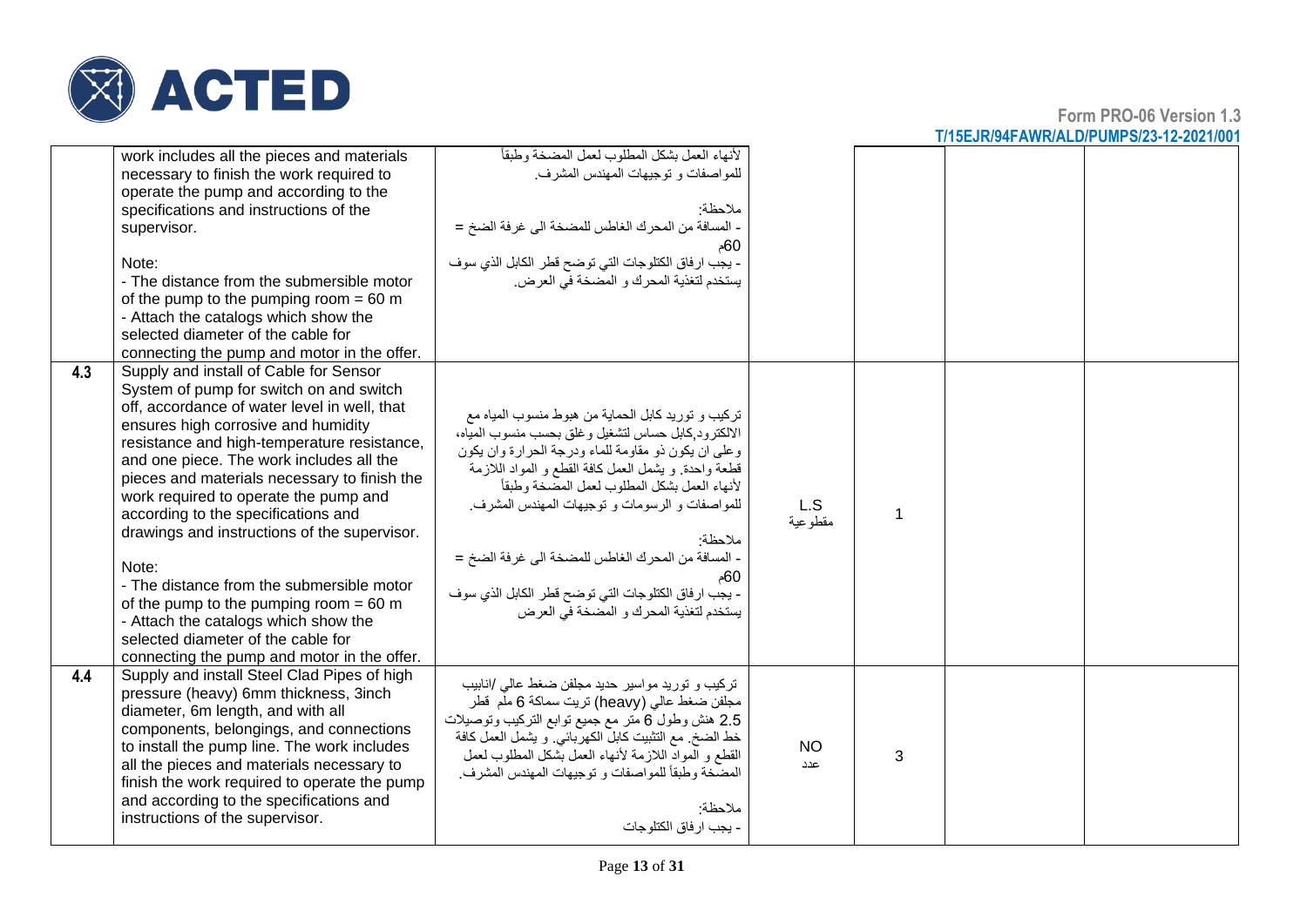| | | | | | | |
|---|---|---|---|---|---|---|
| | work includes all the pieces and materials necessary to finish the work required to operate the pump and according to the specifications and instructions of the supervisor.<br><br>Note:<br>- The distance from the submersible motor of the pump to the pumping room = 60 m<br>- Attach the catalogs which show the selected diameter of the cable for connecting the pump and motor in the offer. | لأنهاء العمل بشكل المطلوب لعمل المضخة وطبقاً للمواصفات و توجيهات المهندس المشرف.<br><br>ملاحظة:<br>- المسافة من المحرك الغاطس للمضخة الى غرفة الضخ = 60م<br>- يجب ارفاق الكتلوجات التي توضح قطر الكابل الذي سوف يستخدم لتغذية المحرك و المضخة في العرض. | | | | |
| 4.3 | Supply and install of Cable for Sensor System of pump for switch on and switch off, accordance of water level in well, that ensures high corrosive and humidity resistance and high-temperature resistance, and one piece. The work includes all the pieces and materials necessary to finish the work required to operate the pump and according to the specifications and drawings and instructions of the supervisor.<br><br>Note:<br>- The distance from the submersible motor of the pump to the pumping room = 60 m<br>- Attach the catalogs which show the selected diameter of the cable for connecting the pump and motor in the offer. | تركيب و توريد كابل الحماية من هبوط منسوب المياه مع الالكترود,كابل حساس لتشغيل وغلق بحسب منسوب المياه، وعلى ان يكون ذو مقاومة للماء ودرجة الحرارة وان يكون قطعة واحدة. و يشمل العمل كافة القطع و المواد اللازمة لأنهاء العمل بشكل المطلوب لعمل المضخة وطبقاً للمواصفات و الرسومات و توجيهات المهندس المشرف.<br><br>ملاحظة:<br>- المسافة من المحرك الغاطس للمضخة الى غرفة الضخ = 60م<br>- يجب ارفاق الكتلوجات التي توضح قطر الكابل الذي سوف يستخدم لتغذية المحرك و المضخة في العرض | L.S<br>مقطوعية | 1 | | |
| 4.4 | Supply and install Steel Clad Pipes of high pressure (heavy) 6mm thickness, 3inch diameter, 6m length, and with all components, belongings, and connections to install the pump line. The work includes all the pieces and materials necessary to finish the work required to operate the pump and according to the specifications and instructions of the supervisor. | تركيب و توريد مواسير حديد مجلفن ضغط عالي /انابيب مجلفن ضغط عالي (heavy) تريت سماكة 6 ملم قطر 2.5 هنش وطول 6 متر مع جميع توابع التركيب وتوصيلات خط الضخ. مع التثبيت كابل الكهربائي. و يشمل العمل كافة القطع و المواد اللازمة لأنهاء العمل بشكل المطلوب لعمل المضخة وطبقاً للمواصفات و توجيهات المهندس المشرف.<br><br>ملاحظة:<br>- يجب ارفاق الكتلوجات | NO<br>عدد | 3 | | |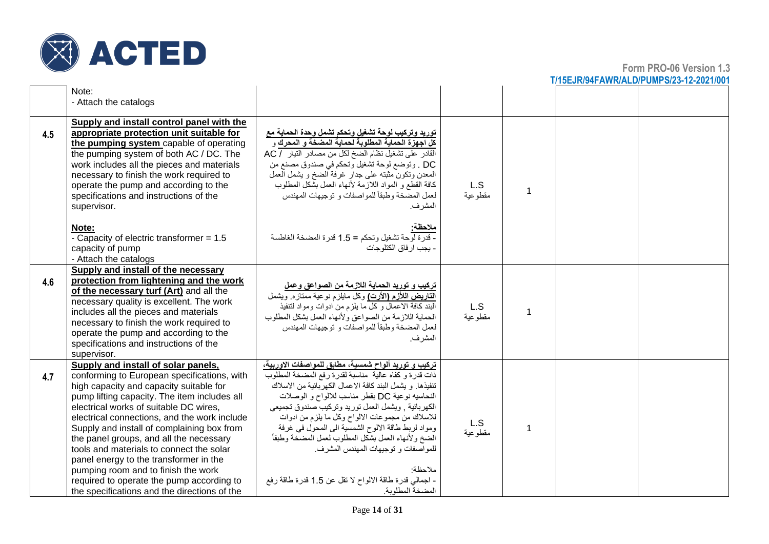| | | | | | | |
|---|---|---|---|---|---|---|
| | Note:<br>- Attach the catalogs | | | | | |
| 4.5 | **Supply and install control panel with the appropriate protection unit suitable for the pumping system** capable of operating the pumping system of both AC / DC. The work includes all the pieces and materials necessary to finish the work required to operate the pump and according to the specifications and instructions of the supervisor.<br><br>**Note:**<br>- Capacity of electric transformer = 1.5 capacity of pump<br>- Attach the catalogs | **توريد وتركيب لوحة تشغيل وتحكم تشمل وحدة الحماية مع كل اجهزة الحماية المطلوبة لحماية المضخة و المحرك** و القادر على تشغيل نظام الضخ لكل من مصادر التيار AC / DC . وتوضع لوحة تشغيل وتحكم في صندوق مصنع من المعدن وتكون مثبته على جدار غرفة الضخ و يشمل العمل كافة القطع و المواد اللازمة لأنهاء العمل بشكل المطلوب لعمل المضخة وطبقاً للمواصفات و توجيهات المهندس المشرف.<br><br>**ملاحظة:**<br>- قدرة لوحة تشغيل وتحكم = 1.5 قدرة المضخة الغاطسة<br>- يجب ارفاق الكتلوجات | L.S<br>مقطوعية | 1 | | |
| 4.6 | **Supply and install of the necessary protection from lightening and the work of the necessary turf (Art)** and all the necessary quality is excellent. The work includes all the pieces and materials necessary to finish the work required to operate the pump and according to the specifications and instructions of the supervisor. | **تركيب و توريد الحماية اللازمة من الصواعق وعمل التاريض اللازم (الأرث)** وكل مايلزم نوعية ممتازه. ويشمل البند كافة الاعمال و كل ما يلزم من ادوات ومواد لتنفيذ الحماية اللازمة من الصواعق ولأنهاء العمل بشكل المطلوب لعمل المضخة وطبقاً للمواصفات و توجيهات المهندس المشرف. | L.S<br>مقطوعية | 1 | | |
| 4.7 | **Supply and install of solar panels,** conforming to European specifications, with high capacity and capacity suitable for pump lifting capacity. The item includes all electrical works of suitable DC wires, electrical connections, and the work include Supply and install of complaining box from the panel groups, and all the necessary tools and materials to connect the solar panel energy to the transformer in the pumping room and to finish the work required to operate the pump according to the specifications and the directions of the | **تركيب و توريد ألواح شمسية، مطابق للمواصفات الاوربية،** ذات قدرة و كفاه عالية مناسبة لقدرة رفع المضخة المطلوب تنفيذها. و يشمل البند كافة الاعمال الكهربائية من الاسلاك النحاسيه نوعية DC بقطر مناسب للالواح و الوصلات الكهربائية , ويشمل العمل توريد وتركيب صندوق تجميعي للاسلاك من مجموعات الالواح وكل ما يلزم من ادوات ومواد لربط طاقة الالوح الشمسية الى المحول في غرفة الضخ ولأنهاء العمل بشكل المطلوب لعمل المضخة وطبقاً للمواصفات و توجيهات المهندس المشرف.<br><br>ملاحظة:<br>- اجمالي قدرة طاقة الالواح لا تقل عن 1.5 قدرة طاقة رفع المضخة المطلوبة. | L.S<br>مقطوعية | 1 | | |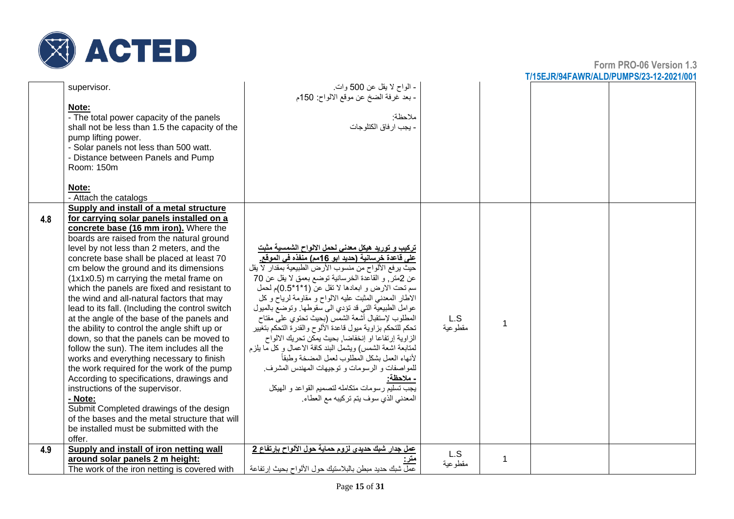| | | | | | | |
|---|---|---|---|---|---|---|
| | supervisor.<br><br>**Note:**<br>- The total power capacity of the panels shall not be less than 1.5 the capacity of the pump lifting power.<br>- Solar panels not less than 500 watt.<br>- Distance between Panels and Pump Room: 150m<br><br>**Note:**<br>- Attach the catalogs | - الواح لا يقل عن 500 وات.<br>- بعد غرفة الضخ عن موقع الالواح: 150م<br><br>ملاحظة:<br>- يجب ارفاق الكتلوجات | | | | |
| **4.8** | **Supply and install of a metal structure for carrying solar panels installed on a concrete base (16 mm iron).** Where the boards are raised from the natural ground level by not less than 2 meters, and the concrete base shall be placed at least 70 cm below the ground and its dimensions (1x1x0.5) m carrying the metal frame on which the panels are fixed and resistant to the wind and all-natural factors that may lead to its fall. (Including the control switch at the angle of the base of the panels and the ability to control the angle shift up or down, so that the panels can be moved to follow the sun). The item includes all the works and everything necessary to finish the work required for the work of the pump According to specifications, drawings and instructions of the supervisor.<br>**- Note:**<br>Submit Completed drawings of the design of the bases and the metal structure that will be installed must be submitted with the offer. | **تركيب و توريد هيكل معدني لحمل الالواح الشمسية مثبت على قاعدة خرسانية (حديد ابو 16مم) منفذه في الموقع.** حيث يرفع الألواح من منسوب الأرض الطبيعية بمقدار لا يقل عن 2متر, و القاعدة الخرسانية توضع بعمق لا يقل عن 70 سم تحت الارض و ابعادها لا تقل عن (1*1*0.5)م لحمل الاطار المعدني المثبت عليه الالواح و مقاومة لرياح و كل عوامل الطبيعية التي قد تؤدي الى سقوطها. وتوضع بالميول المطلوب لإستقبال أشعة الشمس (بحيث تحتوي على مفتاح تحكم للتحكم بزاوية ميول قاعدة الألوح والقدرة التحكم بتغيير الزاوية إرتفاعا او إنخفاضا, بحيث يمكن تحريك الالواح لمتابعة اشعة الشمس) ويشمل البند كافة الاعمال و كل ما يلزم لأنهاء العمل بشكل المطلوب لعمل المضخة وطبقاً للمواصفات و الرسومات و توجيهات المهندس المشرف.<br>**- ملاحظة:**<br>يجب تسليم رسومات متكامله لتصميم القواعد و الهيكل المعدني الذي سوف يتم تركيبه مع العطاء. | L.S<br>مقطوعية | 1 | | |
| **4.9** | **Supply and install of iron netting wall around solar panels 2 m height:**<br>The work of the iron netting is covered with | **عمل جدار شبك حديدي لزوم حماية حول الألواح بإرتفاع 2 متر:**<br>عمل شبك حديد مبطن بالبلاستيك حول الألواح بحيث إرتفاعة | L.S<br>مقطوعية | 1 | | |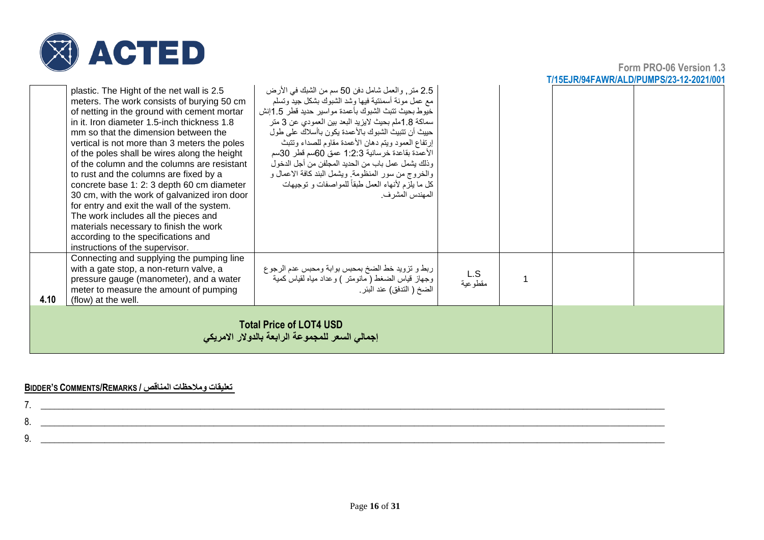| | | | | | | |
|---|---|---|---|---|---|---|
| | plastic. The Hight of the net wall is 2.5 meters. The work consists of burying 50 cm of netting in the ground with cement mortar in it. Iron diameter 1.5-inch thickness 1.8 mm so that the dimension between the vertical is not more than 3 meters the poles of the poles shall be wires along the height of the column and the columns are resistant to rust and the columns are fixed by a concrete base 1: 2: 3 depth 60 cm diameter 30 cm, with the work of galvanized iron door for entry and exit the wall of the system. The work includes all the pieces and materials necessary to finish the work according to the specifications and instructions of the supervisor. | 2.5 متر, والعمل شامل دفن 50 سم من الشبك في الأرض مع عمل مونة أسمنتية فيها وشد الشبوك بشكل جيد وتسلم خيوط بحيث تتبث الشبوك بأعمدة مواسير حديد قطر 1.5إنش سماكة 1.8ملم بحيث لايزيد البعد بين العمودي عن 3 متر حييث أن تتبيث الشبوك بالأعمدة يكون بأسلاك على طول إرتفاع العمود ويتم دهان الأعمدة مقاوم للصداء وتتبث الأعمدة بقاعدة خرسانية 1:2:3 عمق 60سم قطر 30سم وذلك يشمل عمل باب من الحديد المجلفن من أجل الدخول والخروج من سور المنظومة. ويشمل البند كافة الاعمال و كل ما يلزم لأنهاء العمل طبقاً للمواصفات و توجيهات المهندس المشرف. | | | | |
| 4.10 | Connecting and supplying the pumping line with a gate stop, a non-return valve, a pressure gauge (manometer), and a water meter to measure the amount of pumping (flow) at the well. | ربط و تزويد خط الضخ بمحبس بوابة ومحبس عدم الرجوع وجهاز قياس الضغط ( مانومتر ) وعداد مياه لقياس كمية الضخ ( التدفق) عند البئر. | L.S مقطوعية | 1 | | |
| **Total Price of LOT4 USD**<br>**إجمالي السعر للمجموعة الرابعة بالدولار الامريكي** | | | | | | |

**Bidder's Comments/Remarks / تعليقات وملاحظات المناقص**

7. ______________________________________________

8. ______________________________________________

9. ______________________________________________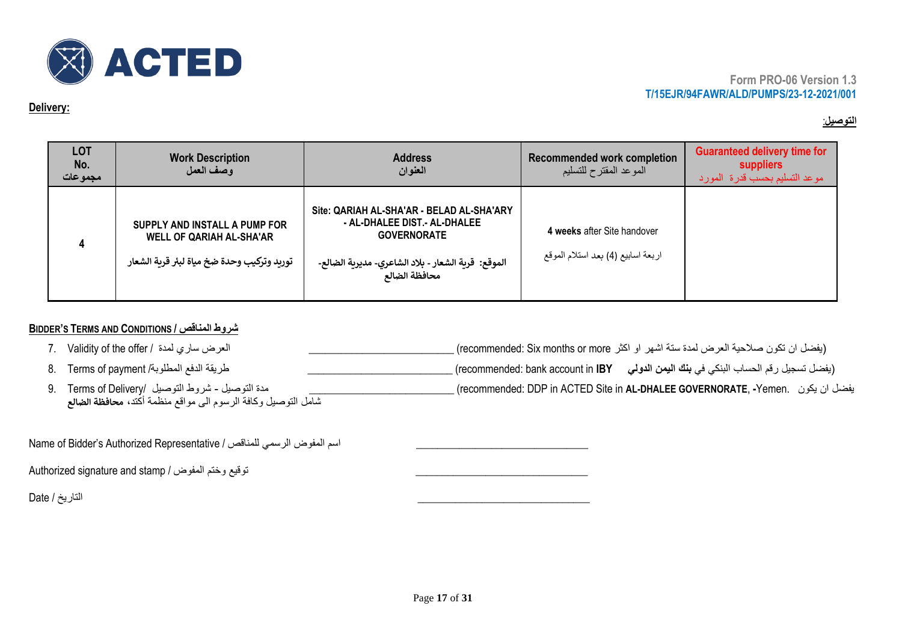Form PRO-06 Version 1.3
T/15EJR/94FAWR/ALD/PUMPS/23-12-2021/001

**Delivery:**

**:التوصيل**

| LOT No. مجموعات | Work Description وصف العمل | Address العنوان | Recommended work completion الموعد المقترح للتسليم | Guaranteed delivery time for suppliers موعد التسليم بحسب قدرة المورد |
|---|---|---|---|---|
| **4** | **SUPPLY AND INSTALL A PUMP FOR WELL OF QARIAH AL-SHA'AR** **توريد وتركيب وحدة ضخ مياة لبئر قرية الشعار** | **Site: QARIAH AL-SHA'AR - BELAD AL-SHA'ARY - AL-DHALEE DIST.- AL-DHALEE GOVERNORATE** **الموقع: قرية الشعار - بلاد الشاعري- مديرية الضالع- محافظة الضالع** | **4 weeks** after Site handover اربعة اسابيع (4) بعد استلام الموقع | |

**BIDDER'S TERMS AND CONDITIONS / شروط المناقص**

7. Validity of the offer / العرض ساري لمدة ______________________ (recommended: Six months or more يفضل ان تكون صلاحية العرض لمدة ستة اشهر او اكثر)
8. Terms of payment /طريقة الدفع المطلوبة ______________________ (recommended: bank account in **IBY** يفضل تسجيل رقم الحساب البنكي في **بنك اليمن الدولي**)
9. Terms of Delivery/ مدة التوصيل - شروط التوصيل ______________________ (recommended: DDP in ACTED Site in **AL-DHALEE GOVERNORATE**, **-**Yemen. يفضل ان يكون شامل التوصيل وكافة الرسوم الى مواقع منظمة أكتد، **محافظة الضالع**

Name of Bidder's Authorized Representative / اسم المفوض الرسمي للمناقص ______________________________

Authorized signature and stamp / توقيع وختم المفوض ______________________________

Date / التاريخ ______________________________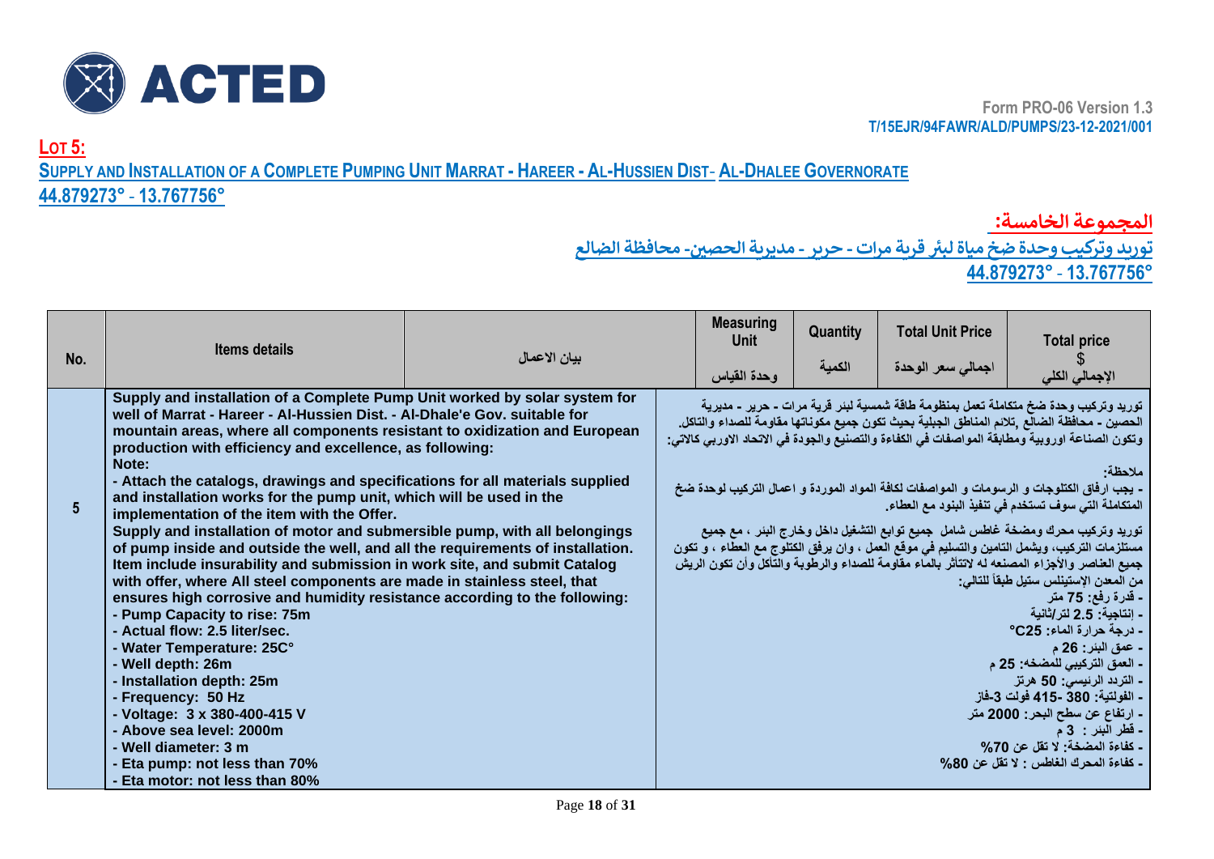Form PRO-06 Version 1.3
T/15EJR/94FAWR/ALD/PUMPS/23-12-2021/001

## LOT 5:

## SUPPLY AND INSTALLATION OF A COMPLETE PUMPING UNIT MARRAT - HAREER - AL-HUSSIEN DIST- AL-DHALEE GOVERNORATE

**44.879273° - 13.767756°**

## المجموعة الخامسة:

## توريد وتركيب وحدة ضخ مياة لبئر قرية مرات - حرير - مديرية الحصين- محافظة الضالع

**44.879273° - 13.767756°**

| No. | Items details | بيان الاعمال | Measuring Unit وحدة القياس | Quantity الكمية | Total Unit Price اجمالي سعر الوحدة | Total price $ الإجمالي الكلي |
|---|---|---|---|---|---|---|
| 5 | **Supply and installation of a Complete Pump Unit worked by solar system for well of Marrat - Hareer - Al-Hussien Dist. - Al-Dhale'e Gov. suitable for mountain areas, where all components resistant to oxidization and European production with efficiency and excellence, as following:**<br>**Note:**<br>**- Attach the catalogs, drawings and specifications for all materials supplied and installation works for the pump unit, which will be used in the implementation of the item with the Offer.**<br>**Supply and installation of motor and submersible pump, with all belongings of pump inside and outside the well, and all the requirements of installation. Item include insurability and submission in work site, and submit Catalog with offer, where All steel components are made in stainless steel, that ensures high corrosive and humidity resistance according to the following:**<br>**- Pump Capacity to rise: 75m**<br>**- Actual flow: 2.5 liter/sec.**<br>**- Water Temperature: 25C°**<br>**- Well depth: 26m**<br>**- Installation depth: 25m**<br>**- Frequency: 50 Hz**<br>**- Voltage: 3 x 380-400-415 V**<br>**- Above sea level: 2000m**<br>**- Well diameter: 3 m**<br>**- Eta pump: not less than 70%**<br>**- Eta motor: not less than 80%** | توريد وتركيب وحدة ضخ متكاملة تعمل بمنظومة طاقة شمسية لبئر قرية مرات - حرير - مديرية الحصين - محافظة الضالع ,تلائم المناطق الجبلية بحيث تكون جميع مكوناتها مقاومة للصداء والتاكل. وتكون الصناعة اوروبية ومطابقة المواصفات في الكفاءة والتصنيع والجودة في الاتحاد الاوربي كالاتي:<br>ملاحظة:<br>- يجب ارفاق الكتلوجات و الرسومات و المواصفات لكافة المواد الموردة و اعمال التركيب لوحدة ضخ المتكاملة التي سوف تستخدم في تنفيذ البنود مع العطاء.<br>توريد وتركيب محرك ومضخة غاطس شامل جميع توابع التشغيل داخل وخارج البئر ، مع جميع مستلزمات التركيب، ويشمل التامين والتسليم في موقع العمل ، وان يرفق الكتلوج مع العطاء ، و تكون جميع العناصر والأجزاء المصنعه له لاتتأثر بالماء مقاومة للصداء والرطوبة والتآكل وأن تكون الريش من المعدن الإستينلس ستيل طبقاً للتالي:<br>- قدرة رفع: 75 متر<br>- إنتاجية: 2.5 لتر/ثانية<br>- درجة حرارة الماء: 25C°<br>- عمق البئر: 26 م<br>- العمق التركيبي للمضخه: 25 م<br>- التردد الرئيسي: 50 هرتز<br>- الفولتية: 380 -415 فولت 3-فاز<br>- ارتفاع عن سطح البحر: 2000 متر<br>- قطر البئر : 3 م<br>- كفاءة المضخة: لا تقل عن 70%<br>- كفاءة المحرك الغاطس : لا تقل عن 80% | | | | |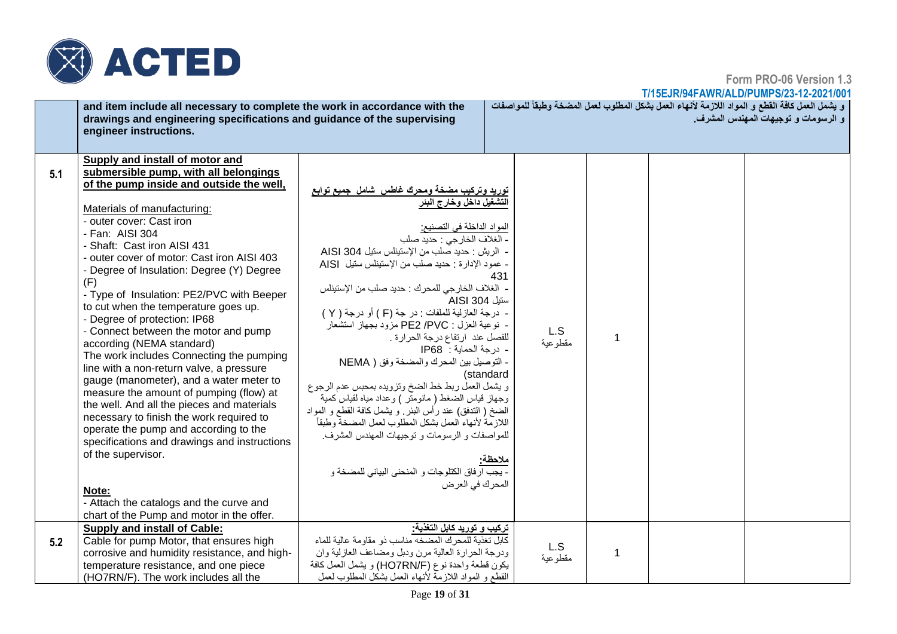**Form PRO-06 Version 1.3**

**T/15EJR/94FAWR/ALD/PUMPS/23-12-2021/001**

| | | | | | | |
|---|---|---|---|---|---|---|
| | **and item include all necessary to complete the work in accordance with the drawings and engineering specifications and guidance of the supervising engineer instructions.** | **و يشمل العمل كافة القطع و المواد اللازمة لأنهاء العمل بشكل المطلوب لعمل المضخة وطبقاً للمواصفات و الرسومات و توجيهات المهندس المشرف.** | | | | |
| **5.1** | **Supply and install of motor and submersible pump, with all belongings of the pump inside and outside the well,**<br><br>Materials of manufacturing:<br>- outer cover: Cast iron<br>- Fan: AISI 304<br>- Shaft: Cast iron AISI 431<br>- outer cover of motor: Cast iron AISI 403<br>- Degree of Insulation: Degree (Y) Degree (F)<br>- Type of Insulation: PE2/PVC with Beeper to cut when the temperature goes up.<br>- Degree of protection: IP68<br>- Connect between the motor and pump according (NEMA standard)<br>The work includes Connecting the pumping line with a non-return valve, a pressure gauge (manometer), and a water meter to measure the amount of pumping (flow) at the well. And all the pieces and materials necessary to finish the work required to operate the pump and according to the specifications and drawings and instructions of the supervisor.<br><br>**Note:**<br>- Attach the catalogs and the curve and chart of the Pump and motor in the offer. | **توريد وتركيب مضخة ومحرك غاطس شامل جميع توابع التشغيل داخل وخارج البئر**<br><br>المواد الداخلة في التصنيع:<br>- الغلاف الخارجي : حديد صلب<br>- الريش : حديد صلب من الإستينلس ستيل AISI 304<br>- عمود الإدارة : حديد صلب من الإستينلس ستيل AISI 431<br>- الغلاف الخارجي للمحرك : حديد صلب من الإستينلس ستيل AISI 304<br>- درجة العازلية للملفات : درجة (F) أو درجة (Y)<br>- نوعية العزل : PE2 /PVC مزود بجهاز استشعار للفصل عند ارتفاع درجة الحرارة .<br>- درجة الحماية : IP68<br>- التوصيل بين المحرك والمضخة وفق ( NEMA standard)<br>و يشمل العمل ربط خط الضخ وتزويده بمحبس عدم الرجوع وجهاز قياس الضغط ( مانومتر ) وعداد مياه لقياس كمية الضخ ( التدفق) عند رأس البئر. و يشمل كافة القطع و المواد اللازمة لأنهاء العمل بشكل المطلوب لعمل المضخة وطبقاً للمواصفات و الرسومات و توجيهات المهندس المشرف.<br><br>**ملاحظة:**<br>- يجب ارفاق الكتلوجات و المنحنى البياني للمضخة و المحرك في العرض | L.S<br>مقطوعية | 1 | | |
| **5.2** | **Supply and install of Cable:**<br>Cable for pump Motor, that ensures high corrosive and humidity resistance, and high-temperature resistance, and one piece (HO7RN/F). The work includes all the | **تركيب و توريد كابل التغذية:**<br>كابل تغذية للمحرك المضخه مناسب ذو مقاومة عالية للماء ودرجة الحرارة العالية مرن ودبل ومضاعف العازلية وان يكون قطعة واحدة نوع (HO7RN/F) و يشمل العمل كافة القطع و المواد اللازمة لأنهاء العمل بشكل المطلوب لعمل | L.S<br>مقطوعية | 1 | | |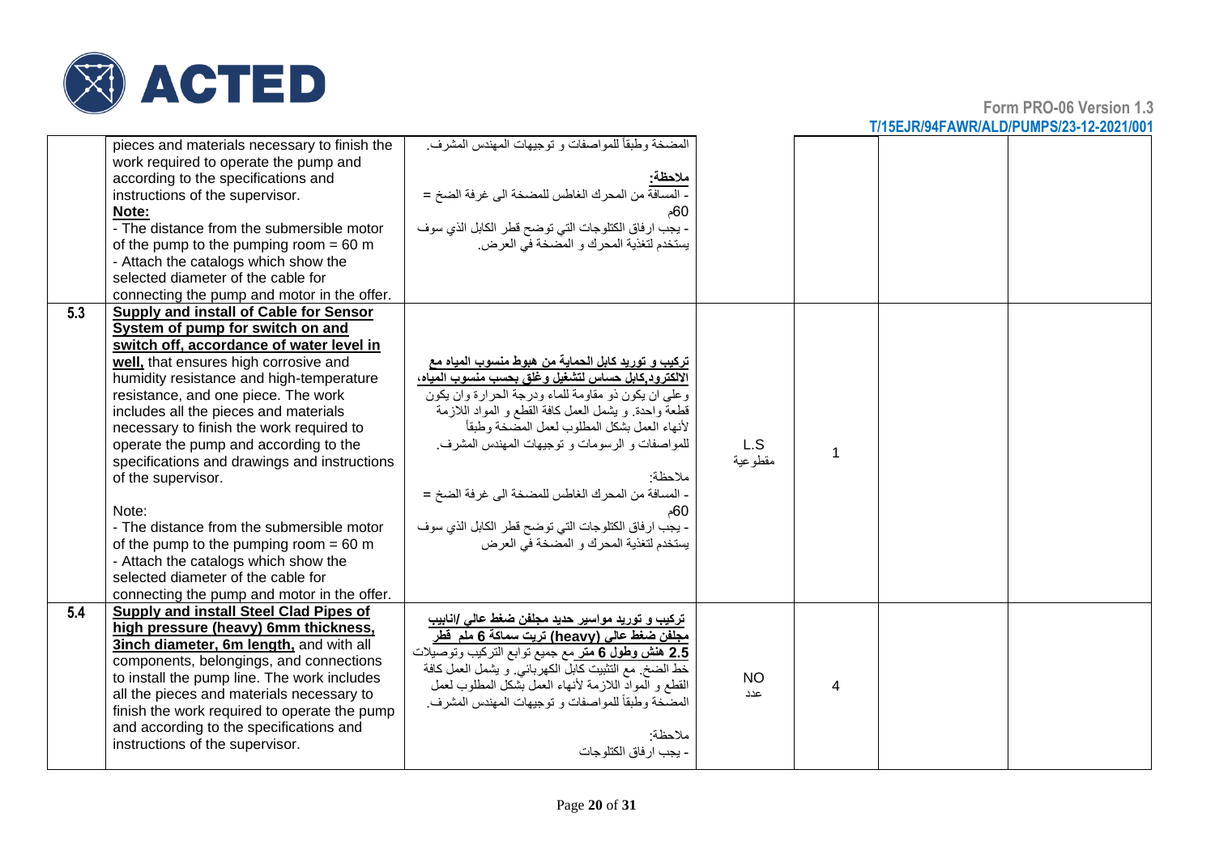**Form PRO-06 Version 1.3**
**T/15EJR/94FAWR/ALD/PUMPS/23-12-2021/001**

| | | | | | | |
|---|---|---|---|---|---|---|
| | pieces and materials necessary to finish the work required to operate the pump and according to the specifications and instructions of the supervisor.<br>**Note:**<br>- The distance from the submersible motor of the pump to the pumping room = 60 m<br>- Attach the catalogs which show the selected diameter of the cable for connecting the pump and motor in the offer. | المضخة وطبقاً للمواصفات و توجيهات المهندس المشرف.<br>**ملاحظة:**<br>- المسافة من المحرك الغاطس للمضخة الى غرفة الضخ = 60م<br>- يجب ارفاق الكتلوجات التي توضح قطر الكابل الذي سوف يستخدم لتغذية المحرك و المضخة في العرض. | | | | |
| **5.3** | **Supply and install of Cable for Sensor System of pump for switch on and switch off, accordance of water level in well,** that ensures high corrosive and humidity resistance and high-temperature resistance, and one piece. The work includes all the pieces and materials necessary to finish the work required to operate the pump and according to the specifications and drawings and instructions of the supervisor.<br><br>Note:<br>- The distance from the submersible motor of the pump to the pumping room = 60 m<br>- Attach the catalogs which show the selected diameter of the cable for connecting the pump and motor in the offer. | **تركيب و توريد كابل الحماية من هبوط منسوب المياه مع الالكترود,كابل حساس لتشغيل وغلق بحسب منسوب المياه،** وعلى ان يكون ذو مقاومة للماء ودرجة الحرارة وان يكون قطعة واحدة. و يشمل العمل كافة القطع و المواد اللازمة لأنهاء العمل بشكل المطلوب لعمل المضخة وطبقاً للمواصفات و الرسومات و توجيهات المهندس المشرف.<br><br>ملاحظة:<br>- المسافة من المحرك الغاطس للمضخة الى غرفة الضخ = 60م<br>- يجب ارفاق الكتلوجات التي توضح قطر الكابل الذي سوف يستخدم لتغذية المحرك و المضخة في العرض | L.S<br>مقطوعية | 1 | | |
| **5.4** | **Supply and install Steel Clad Pipes of high pressure (heavy) 6mm thickness, 3inch diameter, 6m length,** and with all components, belongings, and connections to install the pump line. The work includes all the pieces and materials necessary to finish the work required to operate the pump and according to the specifications and instructions of the supervisor. | **تركيب و توريد مواسير حديد مجلفن ضغط عالي /انابيب مجلفن ضغط عالي (heavy) تريت سماكة 6 ملم قطر 2.5 هنش وطول 6 متر** مع جميع توابع التركيب وتوصيلات خط الضخ. مع التثبيت كابل الكهربائي. و يشمل العمل كافة القطع و المواد اللازمة لأنهاء العمل بشكل المطلوب لعمل المضخة وطبقاً للمواصفات و توجيهات المهندس المشرف.<br><br>ملاحظة:<br>- يجب ارفاق الكتلوجات | NO<br>عدد | 4 | | |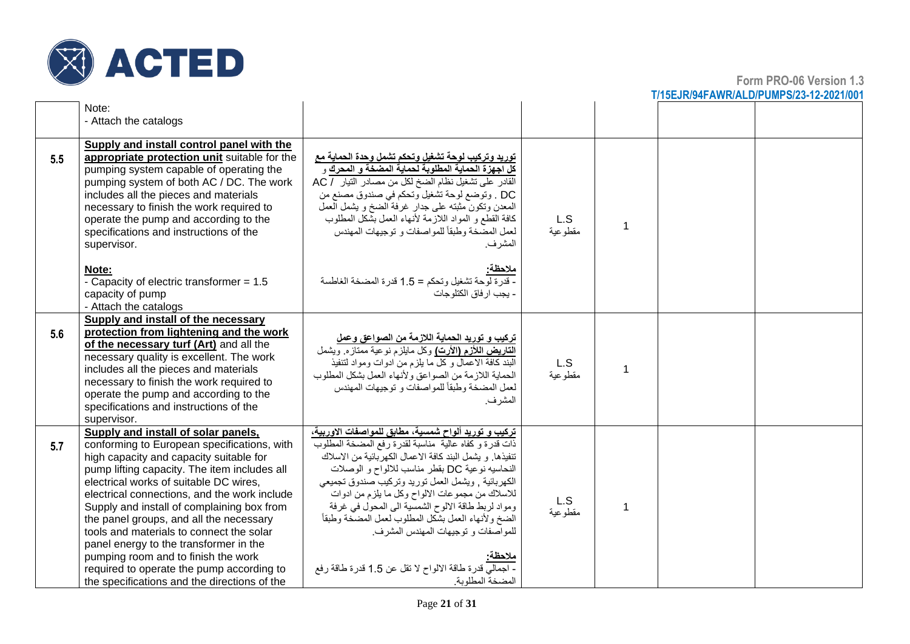| | | | | | | |
|---|---|---|---|---|---|---|
| | Note:<br>- Attach the catalogs | | | | | |
| 5.5 | **Supply and install control panel with the appropriate protection unit** suitable for the pumping system capable of operating the pumping system of both AC / DC. The work includes all the pieces and materials necessary to finish the work required to operate the pump and according to the specifications and instructions of the supervisor.<br><br>**Note:**<br>- Capacity of electric transformer = 1.5 capacity of pump<br>- Attach the catalogs | **توريد وتركيب لوحة تشغيل وتحكم تشمل وحدة الحماية مع كل اجهزة الحماية المطلوبة لحماية المضخة و المحرك** و القادر على تشغيل نظام الضخ لكل من مصادر التيار AC / DC . وتوضع لوحة تشغيل وتحكم في صندوق مصنع من المعدن وتكون مثبته على جدار غرفة الضخ و يشمل العمل كافة القطع و المواد اللازمة لأنهاء العمل بشكل المطلوب لعمل المضخة وطبقاً للمواصفات و توجيهات المهندس المشرف.<br><br>**ملاحظة:**<br>- قدرة لوحة تشغيل وتحكم = 1.5 قدرة المضخة الغاطسة<br>- يجب ارفاق الكتلوجات | L.S<br>مقطوعية | 1 | | |
| 5.6 | **Supply and install of the necessary protection from lightening and the work of the necessary turf (Art)** and all the necessary quality is excellent. The work includes all the pieces and materials necessary to finish the work required to operate the pump and according to the specifications and instructions of the supervisor. | **تركيب و توريد الحماية اللازمة من الصواعق وعمل التاريض اللأزم (الأرت)** وكل مايلزم نوعية ممتازه. ويشمل البند كافة الاعمال و كل ما يلزم من ادوات ومواد لتنفيذ الحماية اللازمة من الصواعق ولأنهاء العمل بشكل المطلوب لعمل المضخة وطبقاً للمواصفات و توجيهات المهندس المشرف. | L.S<br>مقطوعية | 1 | | |
| 5.7 | **Supply and install of solar panels,** conforming to European specifications, with high capacity and capacity suitable for pump lifting capacity. The item includes all electrical works of suitable DC wires, electrical connections, and the work include Supply and install of complaining box from the panel groups, and all the necessary tools and materials to connect the solar panel energy to the transformer in the pumping room and to finish the work required to operate the pump according to the specifications and the directions of the | **تركيب و توريد ألواح شمسية، مطابق للمواصفات الاوربية،** ذات قدرة و كفاه عالية مناسبة لقدرة رفع المضخة المطلوب تنفيذها. و يشمل البند كافة الاعمال الكهربائية من الاسلاك النحاسيه نوعية DC بقطر مناسب للالواح و الوصلات الكهربائية , ويشمل العمل توريد وتركيب صندوق تجميعي للاسلاك من مجموعات الالواح وكل ما يلزم من ادوات ومواد لربط طاقة الالوح الشمسية الى المحول في غرفة الضخ ولأنهاء العمل بشكل المطلوب لعمل المضخة وطبقاً للمواصفات و توجيهات المهندس المشرف.<br><br>**ملاحظة:**<br>- اجمالي قدرة طاقة الالواح لا تقل عن 1.5 قدرة طاقة رفع المضخة المطلوبة. | L.S<br>مقطوعية | 1 | | |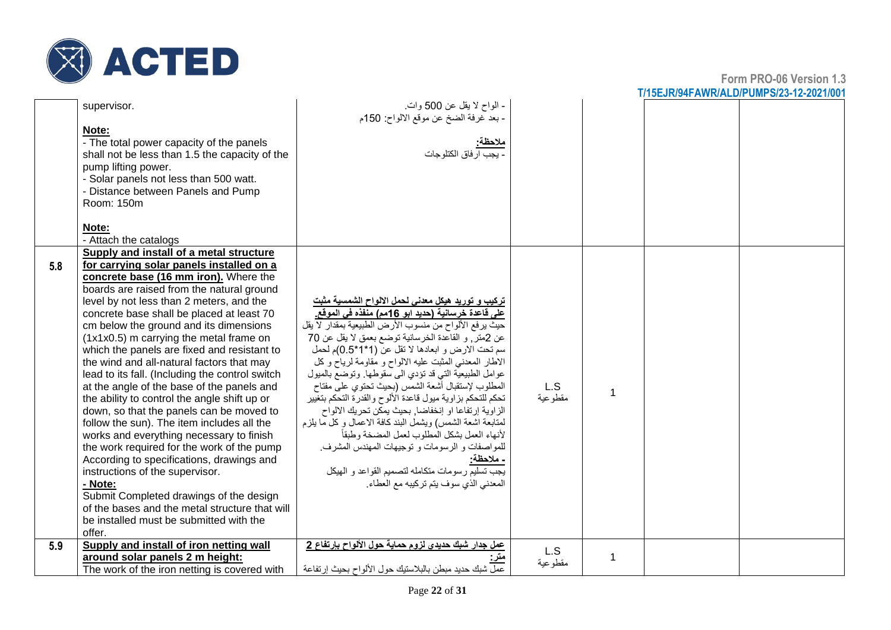| | | | | | | |
|---|---|---|---|---|---|---|
| | supervisor.<br><br>**Note:**<br>- The total power capacity of the panels shall not be less than 1.5 the capacity of the pump lifting power.<br>- Solar panels not less than 500 watt.<br>- Distance between Panels and Pump Room: 150m<br><br>**Note:**<br>- Attach the catalogs | - الواح لا يقل عن 500 وات.<br>- بعد غرفة الضخ عن موقع الالواح: 150م<br><br>**ملاحظة:**<br>- يجب ارفاق الكتلوجات | | | | |
| 5.8 | **Supply and install of a metal structure for carrying solar panels installed on a concrete base (16 mm iron).** Where the boards are raised from the natural ground level by not less than 2 meters, and the concrete base shall be placed at least 70 cm below the ground and its dimensions (1x1x0.5) m carrying the metal frame on which the panels are fixed and resistant to the wind and all-natural factors that may lead to its fall. (Including the control switch at the angle of the base of the panels and the ability to control the angle shift up or down, so that the panels can be moved to follow the sun). The item includes all the works and everything necessary to finish the work required for the work of the pump According to specifications, drawings and instructions of the supervisor.<br>**- Note:**<br>Submit Completed drawings of the design of the bases and the metal structure that will be installed must be submitted with the offer. | **تركيب و توريد هيكل معدني لحمل الالواح الشمسية مثبت على قاعدة خرسانية (حديد ابو 16مم) منفذه في الموقع.** حيث يرفع الألواح من منسوب الأرض الطبيعية بمقدار لا يقل عن 2متر, و القاعدة الخرسانية توضع بعمق لا يقل عن 70 سم تحت الارض و ابعادها لا تقل عن (1\*1\*0.5)م لحمل الاطار المعدني المثبت عليه الالواح و مقاومة لرياح و كل عوامل الطبيعية التي قد تؤدي الى سقوطها. وتوضع بالميول المطلوب لإستقبال أشعة الشمس (بحيث تحتوي على مفتاح تحكم للتحكم بزاوية ميول قاعدة الألوح والقدرة التحكم بتغيير الزاوية إرتفاعا او إنخفاضا, بحيث يمكن تحريك الالواح لمتابعة اشعة الشمس) ويشمل البند كافة الاعمال و كل ما يلزم لأنهاء العمل بشكل المطلوب لعمل المضخة وطبقاً للمواصفات و الرسومات و توجيهات المهندس المشرف.<br>**- ملاحظة:**<br>يجب تسليم رسومات متكامله لتصميم القواعد و الهيكل المعدني الذي سوف يتم تركيبه مع العطاء. | L.S<br>مقطوعية | 1 | | |
| 5.9 | **Supply and install of iron netting wall around solar panels 2 m height:**<br>The work of the iron netting is covered with | **عمل جدار شبك حديدي لزوم حماية حول الألواح بإرتفاع 2 متر:**<br>عمل شبك حديد مبطن بالبلاستيك حول الألواح بحيث إرتفاعة | L.S<br>مقطوعية | 1 | | |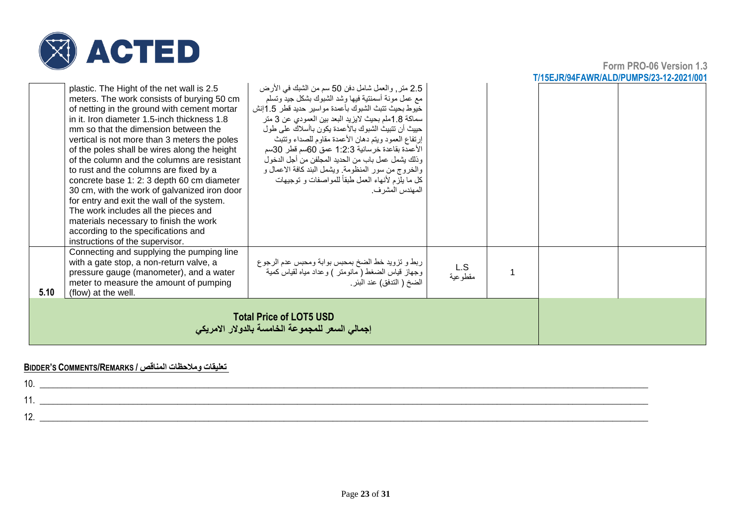| | | | | | | |
|---|---|---|---|---|---|---|
| | plastic. The Hight of the net wall is 2.5 meters. The work consists of burying 50 cm of netting in the ground with cement mortar in it. Iron diameter 1.5-inch thickness 1.8 mm so that the dimension between the vertical is not more than 3 meters the poles of the poles shall be wires along the height of the column and the columns are resistant to rust and the columns are fixed by a concrete base 1: 2: 3 depth 60 cm diameter 30 cm, with the work of galvanized iron door for entry and exit the wall of the system. The work includes all the pieces and materials necessary to finish the work according to the specifications and instructions of the supervisor. | 2.5 متر, والعمل شامل دفن 50 سم من الشبك في الأرض مع عمل مونة أسمنتية فيها وشد الشبوك بشكل جيد وتسلم خيوط بحيث تتبث الشبوك بأعمدة مواسير حديد قطر 1.5إنش سماكة 1.8ملم بحيث لايزيد البعد بين العمودي عن 3 متر حيبث أن تتبيث الشبوك بالأعمدة يكون بأسلاك على طول إرتفاع العمود ويتم دهان الأعمدة مقاوم للصداء وتتبث الأعمدة بقاعدة خرسانية 1:2:3 عمق 60سم قطر 30سم وذلك يشمل عمل باب من الحديد المجلفن من أجل الدخول والخروج من سور المنظومة. ويشمل البند كافة الاعمال و كل ما يلزم لأنهاء العمل طبقاً للمواصفات و توجيهات المهندس المشرف. | | | | |
| 5.10 | Connecting and supplying the pumping line with a gate stop, a non-return valve, a pressure gauge (manometer), and a water meter to measure the amount of pumping (flow) at the well. | ربط و تزويد خط الضخ بمحبس بوابة ومحبس عدم الرجوع وجهاز قياس الضغط ( مانومتر ) وعداد مياه لقياس كمية الضخ ( التدفق) عند البئر. | L.S مقطوعية | 1 | | |
| **Total Price of LOT5 USD**<br>**إجمالي السعر للمجموعة الخامسة بالدولار الامريكي** | | | | | | |

**BIDDER'S COMMENTS/REMARKS / تعليقات وملاحظات المناقص**

10. ______________________________________________________________________

11. ______________________________________________________________________

12. ______________________________________________________________________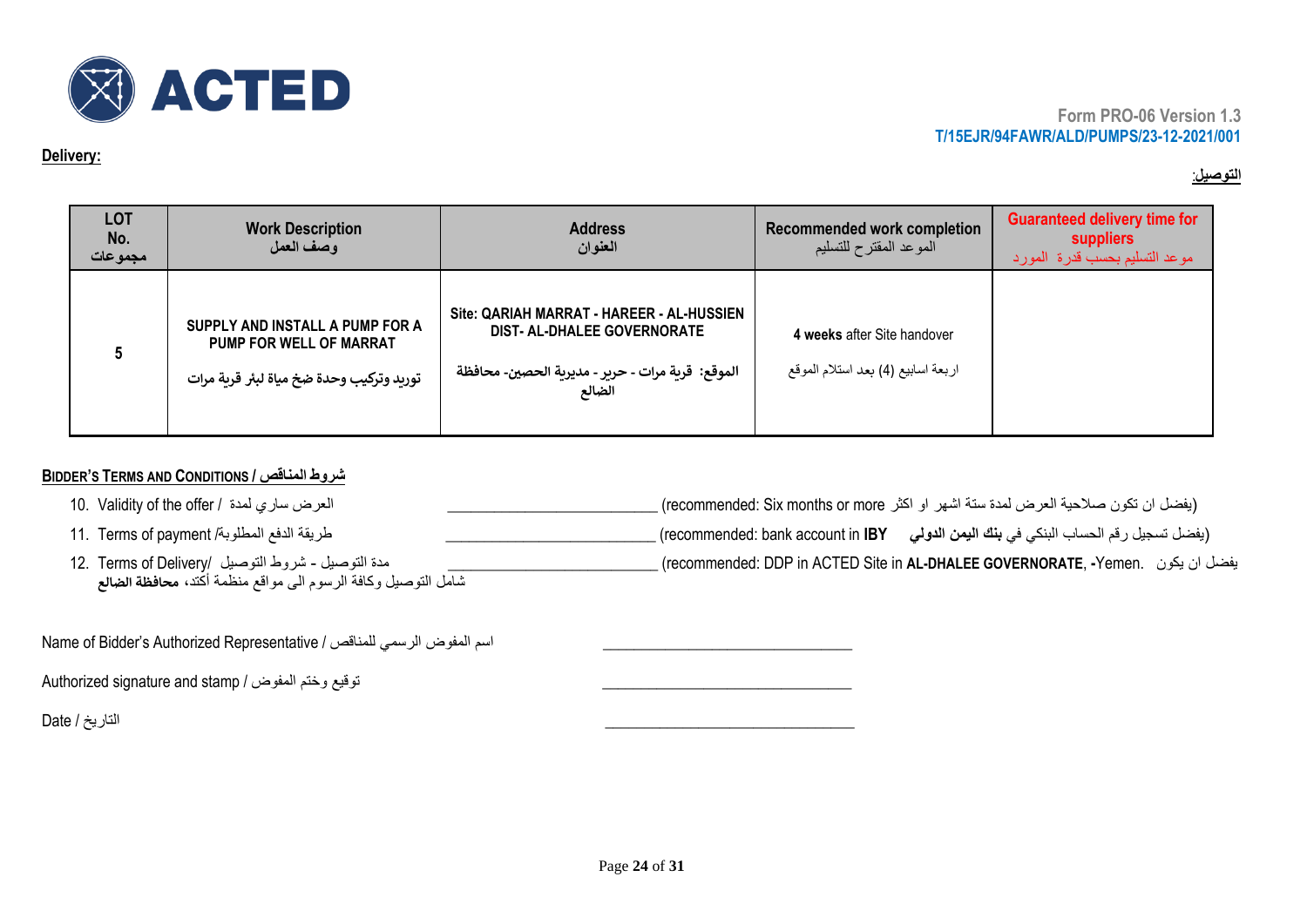Form PRO-06 Version 1.3

T/15EJR/94FAWR/ALD/PUMPS/23-12-2021/001

**Delivery:**

**التوصيل:**

| LOT No. مجموعات | Work Description وصف العمل | Address العنوان | Recommended work completion الموعد المقترح للتسليم | Guaranteed delivery time for suppliers موعد التسليم بحسب قدرة المورد |
|---|---|---|---|---|
| 5 | SUPPLY AND INSTALL A PUMP FOR A PUMP FOR WELL OF MARRAT<br>توريد وتركيب وحدة ضخ مياة لبئر قرية مرات | Site: QARIAH MARRAT - HAREER - AL-HUSSIEN DIST- AL-DHALEE GOVERNORATE<br>الموقع: قرية مرات - حرير - مديرية الحصين- محافظة الضالع | **4 weeks** after Site handover<br>اربعة اسابيع (4) بعد استلام الموقع | |

**BIDDER'S TERMS AND CONDITIONS / شروط المناقص**

10. Validity of the offer / العرض ساري لمدة ________________________ (recommended: Six months or more يفضل ان تكون صلاحية العرض لمدة ستة اشهر او اكثر)
11. Terms of payment /طريقة الدفع المطلوبة ________________________ (recommended: bank account in **IBY** يفضل تسجيل رقم الحساب البنكي في **بنك اليمن الدولي**)
12. Terms of Delivery/ مدة التوصيل - شروط التوصيل ________________________ (recommended: DDP in ACTED Site in **AL-DHALEE GOVERNORATE**, **-**Yemen. يفضل ان يكون شامل التوصيل وكافة الرسوم الى مواقع منظمة أكتد، **محافظة الضالع**

Name of Bidder's Authorized Representative / اسم المفوض الرسمي للمناقص ______________________________

Authorized signature and stamp / توقيع وختم المفوض ______________________________

Date / التاريخ ______________________________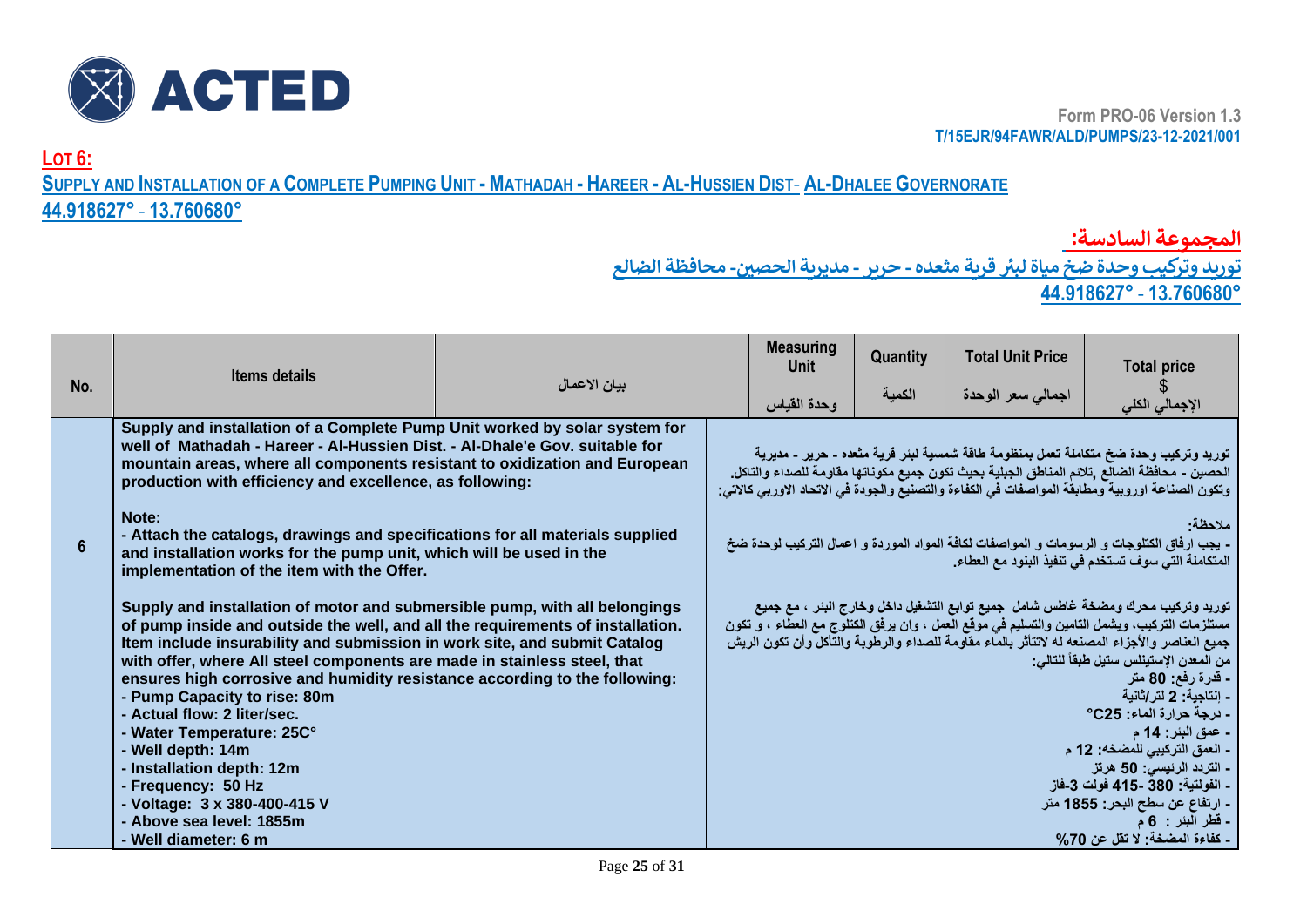ACTED

Form PRO-06 Version 1.3
T/15EJR/94FAWR/ALD/PUMPS/23-12-2021/001

## LOT 6:

## SUPPLY AND INSTALLATION OF A COMPLETE PUMPING UNIT - MATHADAH - HAREER - AL-HUSSIEN DIST- AL-DHALEE GOVERNORATE

**44.918627° - 13.760680°**

## المجموعة السادسة:

## توريد وتركيب وحدة ضخ مياة لبئر قرية مثعده - حرير - مديرية الحصين- محافظة الضالع

**44.918627° - 13.760680°**

| No. | Items details | بيان الاعمال | Measuring Unit<br>وحدة القياس | Quantity<br>الكمية | Total Unit Price<br>اجمالي سعر الوحدة | Total price<br>$<br>الإجمالي الكلي |
|---|---|---|---|---|---|---|
| 6 | **Supply and installation of a Complete Pump Unit worked by solar system for well of Mathadah - Hareer - Al-Hussien Dist. - Al-Dhale'e Gov. suitable for mountain areas, where all components resistant to oxidization and European production with efficiency and excellence, as following:**<br><br>**Note:**<br>**- Attach the catalogs, drawings and specifications for all materials supplied and installation works for the pump unit, which will be used in the implementation of the item with the Offer.**<br><br>**Supply and installation of motor and submersible pump, with all belongings of pump inside and outside the well, and all the requirements of installation. Item include insurability and submission in work site, and submit Catalog with offer, where All steel components are made in stainless steel, that ensures high corrosive and humidity resistance according to the following:**<br>**- Pump Capacity to rise: 80m**<br>**- Actual flow: 2 liter/sec.**<br>**- Water Temperature: 25C°**<br>**- Well depth: 14m**<br>**- Installation depth: 12m**<br>**- Frequency: 50 Hz**<br>**- Voltage: 3 x 380-400-415 V**<br>**- Above sea level: 1855m**<br>**- Well diameter: 6 m** | **توريد وتركيب وحدة ضخ متكاملة تعمل بمنظومة طاقة شمسية لبئر قرية مثعده - حرير - مديرية الحصين - محافظة الضالع ,تلائم المناطق الجبلية بحيث تكون جميع مكوناتها مقاومة للصداء والتاكل. وتكون الصناعة اوروبية ومطابقة المواصفات في الكفاءة والتصنيع والجودة في الاتحاد الاوربي كالاتي:**<br><br>**ملاحظة:**<br>**- يجب ارفاق الكتلوجات و الرسومات و المواصفات لكافة المواد الموردة و اعمال التركيب لوحدة ضخ المتكاملة التي سوف تستخدم في تنفيذ البنود مع العطاء.**<br><br>**توريد وتركيب محرك ومضخة غاطس شامل جميع توابع التشغيل داخل وخارج البئر ، مع جميع مستلزمات التركيب، ويشمل التامين والتسليم في موقع العمل ، وان يرفق الكتلوج مع العطاء ، و تكون جميع العناصر والأجزاء المصنعه له لاتتأثر بالماء مقاومة للصداء والرطوبة والتآكل وأن تكون الريش من المعدن الإستينلس ستيل طبقاً للتالي:**<br>**- قدرة رفع: 80 متر**<br>**- إنتاجية: 2 لتر/ثانية**<br>**- درجة حرارة الماء: C25°**<br>**- عمق البئر: 14 م**<br>**- العمق التركيبي للمضخه: 12 م**<br>**- التردد الرئيسي: 50 هرتز**<br>**- الفولتية: 380 -415 فولت 3-فاز**<br>**- ارتفاع عن سطح البحر: 1855 متر**<br>**- قطر البئر : 6 م**<br>**- كفاءة المضخة: لا تقل عن 70%** | | | | |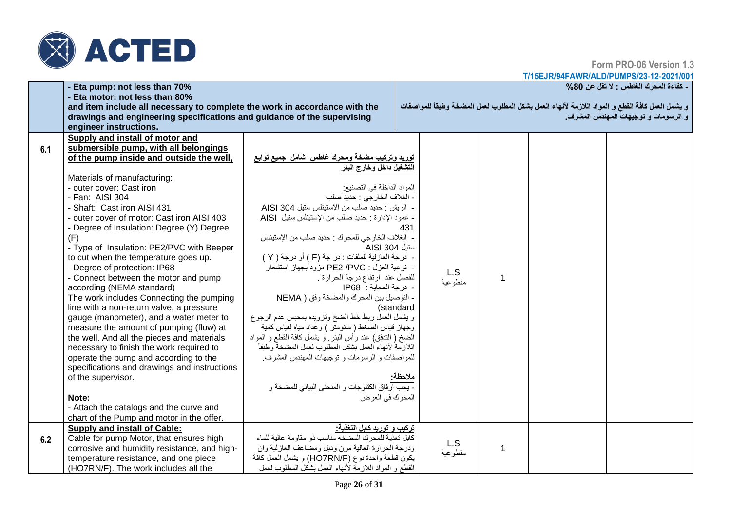| | | | | | | |
|---|---|---|---|---|---|---|
| | **- Eta pump: not less than 70%**<br>**- Eta motor: not less than 80%**<br>**and item include all necessary to complete the work in accordance with the drawings and engineering specifications and guidance of the supervising engineer instructions.** | **- كفاءة المحرك الغاطس : لا تقل عن 80%**<br>**و يشمل العمل كافة القطع و المواد اللازمة لأنهاء العمل بشكل المطلوب لعمل المضخة وطبقاً للمواصفات و الرسومات و توجيهات المهندس المشرف.** | | | | |
| **6.1** | **Supply and install of motor and submersible pump, with all belongings of the pump inside and outside the well,**<br><br>Materials of manufacturing:<br>- outer cover: Cast iron<br>- Fan: AISI 304<br>- Shaft: Cast iron AISI 431<br>- outer cover of motor: Cast iron AISI 403<br>- Degree of Insulation: Degree (Y) Degree (F)<br>- Type of Insulation: PE2/PVC with Beeper to cut when the temperature goes up.<br>- Degree of protection: IP68<br>- Connect between the motor and pump according (NEMA standard)<br>The work includes Connecting the pumping line with a non-return valve, a pressure gauge (manometer), and a water meter to measure the amount of pumping (flow) at the well. And all the pieces and materials necessary to finish the work required to operate the pump and according to the specifications and drawings and instructions of the supervisor.<br><br>**Note:**<br>- Attach the catalogs and the curve and chart of the Pump and motor in the offer. | **توريد وتركيب مضخة ومحرك غاطس شامل جميع توابع التشغيل داخل وخارج البئر**<br><br>المواد الداخلة في التصنيع:<br>- الغلاف الخارجي : حديد صلب<br>- الريش : حديد صلب من الإستينلس ستيل AISI 304<br>- عمود الإدارة : حديد صلب من الإستينلس ستيل AISI 431<br>- الغلاف الخارجي للمحرك : حديد صلب من الإستينلس ستيل AISI 304<br>- درجة العازلية للملفات : درجة (F) أو درجة (Y)<br>- نوعية العزل : PE2 /PVC مزود بجهاز استشعار للفصل عند ارتفاع درجة الحرارة .<br>- درجة الحماية : IP68<br>- التوصيل بين المحرك والمضخة وفق ( NEMA standard)<br>و يشمل العمل ربط خط الضخ وتزويده بمحبس عدم الرجوع وجهاز قياس الضغط ( مانومتر ) وعداد مياه لقياس كمية الضخ ( التدفق) عند رأس البئر. و يشمل كافة القطع و المواد اللازمة لأنهاء العمل بشكل المطلوب لعمل المضخة وطبقاً للمواصفات و الرسومات و توجيهات المهندس المشرف.<br><br>**ملاحظة:**<br>- يجب ارفاق الكتلوجات و المنحنى البياني للمضخة و المحرك في العرض | L.S<br>مقطوعية | 1 | | |
| **6.2** | **Supply and install of Cable:**<br>Cable for pump Motor, that ensures high corrosive and humidity resistance, and high-temperature resistance, and one piece (HO7RN/F). The work includes all the | **تركيب و توريد كابل التغذية:**<br>كابل تغذية للمحرك المضخه مناسب ذو مقاومة عالية للماء ودرجة الحرارة العالية مرن ودبل ومضاعف العازلية وان يكون قطعة واحدة نوع (HO7RN/F) و يشمل العمل كافة القطع و المواد اللازمة لأنهاء العمل بشكل المطلوب لعمل | L.S<br>مقطوعية | 1 | | |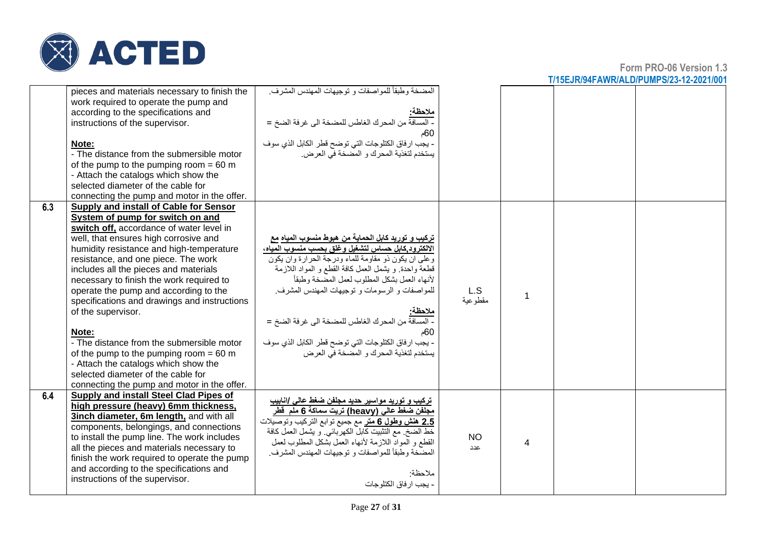| | | | | | | |
|---|---|---|---|---|---|---|
| | pieces and materials necessary to finish the work required to operate the pump and according to the specifications and instructions of the supervisor.<br><br>**Note:**<br>- The distance from the submersible motor of the pump to the pumping room = 60 m<br>- Attach the catalogs which show the selected diameter of the cable for connecting the pump and motor in the offer. | المضخة وطبقاً للمواصفات و توجيهات المهندس المشرف.<br><br>**ملاحظة:**<br>- المسافة من المحرك الغاطس للمضخة الى غرفة الضخ = 60م<br>- يجب ارفاق الكتلوجات التي توضح قطر الكابل الذي سوف يستخدم لتغذية المحرك و المضخة في العرض. | | | | |
| **6.3** | **Supply and install of Cable for Sensor System of pump for switch on and switch off,** accordance of water level in well, that ensures high corrosive and humidity resistance and high-temperature resistance, and one piece. The work includes all the pieces and materials necessary to finish the work required to operate the pump and according to the specifications and drawings and instructions of the supervisor.<br><br>**Note:**<br>- The distance from the submersible motor of the pump to the pumping room = 60 m<br>- Attach the catalogs which show the selected diameter of the cable for connecting the pump and motor in the offer. | **تركيب و توريد كابل الحماية من هبوط منسوب المياه مع الالكترود,كابل حساس لتشغيل وغلق بحسب منسوب المياه،** وعلى ان يكون ذو مقاومة للماء ودرجة الحرارة وان يكون قطعة واحدة. و يشمل العمل كافة القطع و المواد اللازمة لأنهاء العمل بشكل المطلوب لعمل المضخة وطبقاً للمواصفات و الرسومات و توجيهات المهندس المشرف.<br><br>**ملاحظة:**<br>- المسافة من المحرك الغاطس للمضخة الى غرفة الضخ = 60م<br>- يجب ارفاق الكتلوجات التي توضح قطر الكابل الذي سوف يستخدم لتغذية المحرك و المضخة في العرض | L.S<br>مقطوعية | 1 | | |
| **6.4** | **Supply and install Steel Clad Pipes of high pressure (heavy) 6mm thickness, 3inch diameter, 6m length,** and with all components, belongings, and connections to install the pump line. The work includes all the pieces and materials necessary to finish the work required to operate the pump and according to the specifications and instructions of the supervisor. | **تركيب و توريد مواسير حديد مجلفن ضغط عالي /انابيب مجلفن ضغط عالي (heavy) تريت سماكة 6 ملم قطر 2.5 هنش وطول 6 متر** مع جميع توابع التركيب وتوصيلات خط الضخ. مع التثبيت كابل الكهربائي. و يشمل العمل كافة القطع و المواد اللازمة لأنهاء العمل بشكل المطلوب لعمل المضخة وطبقاً للمواصفات و توجيهات المهندس المشرف.<br><br>ملاحظة:<br>- يجب ارفاق الكتلوجات | NO<br>عدد | 4 | | |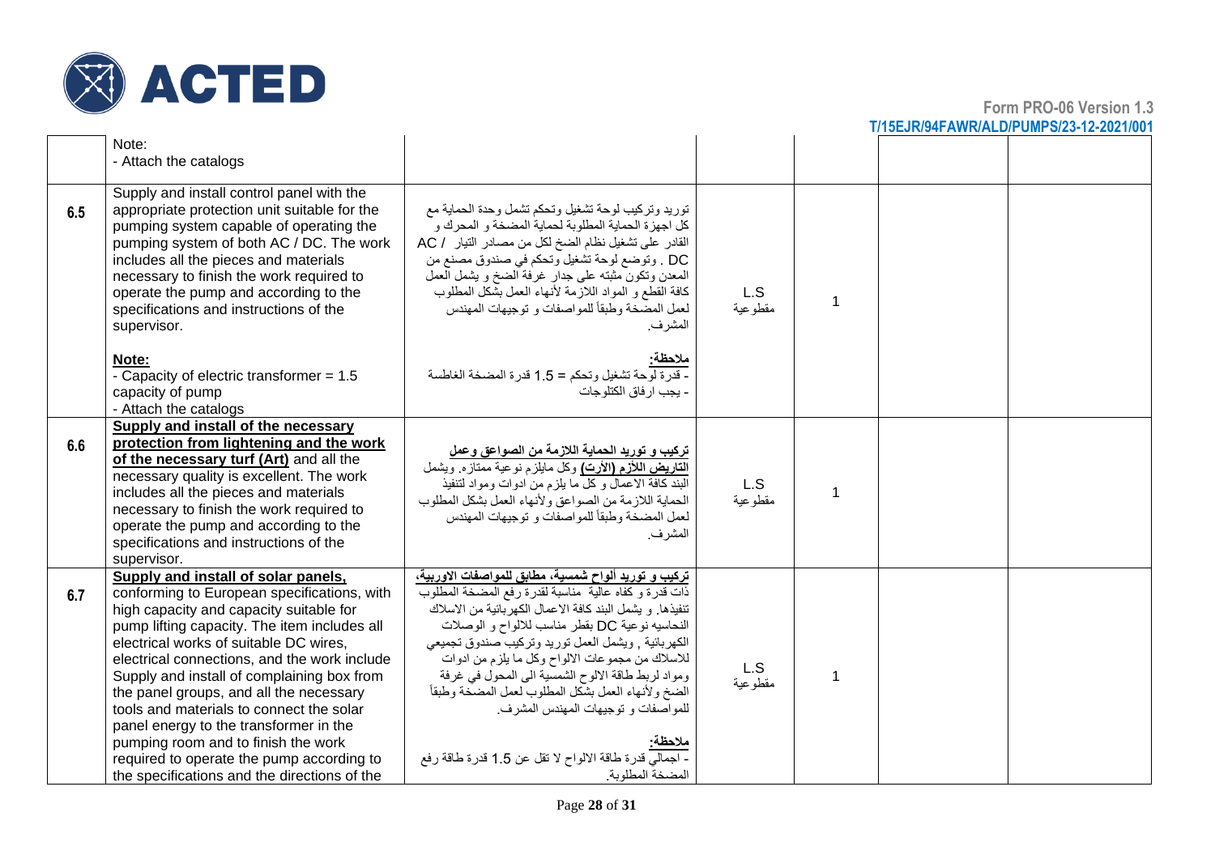| | | | | | | |
|---|---|---|---|---|---|---|
| | Note:<br>- Attach the catalogs | | | | | |
| 6.5 | Supply and install control panel with the appropriate protection unit suitable for the pumping system capable of operating the pumping system of both AC / DC. The work includes all the pieces and materials necessary to finish the work required to operate the pump and according to the specifications and instructions of the supervisor.<br><br>**Note:**<br>- Capacity of electric transformer = 1.5 capacity of pump<br>- Attach the catalogs | توريد وتركيب لوحة تشغيل وتحكم تشمل وحدة الحماية مع كل اجهزة الحماية المطلوبة لحماية المضخة و المحرك و القادر على تشغيل نظام الضخ لكل من مصادر التيار AC / DC . وتوضع لوحة تشغيل وتحكم في صندوق مصنع من المعدن وتكون مثبته على جدار غرفة الضخ و يشمل العمل كافة القطع و المواد اللازمة لأنهاء العمل بشكل المطلوب لعمل المضخة وطبقاً للمواصفات و توجيهات المهندس المشرف.<br><br>**ملاحظة:**<br>- قدرة لوحة تشغيل وتحكم = 1.5 قدرة المضخة الغاطسة<br>- يجب ارفاق الكتلوجات | L.S<br>مقطوعية | 1 | | |
| 6.6 | **Supply and install of the necessary protection from lightening and the work of the necessary turf (Art)** and all the necessary quality is excellent. The work includes all the pieces and materials necessary to finish the work required to operate the pump and according to the specifications and instructions of the supervisor. | **تركيب و توريد الحماية اللازمة من الصواعق وعمل التاريض اللازم (الأرت)** وكل مايلزم نوعية ممتازه. ويشمل البند كافة الاعمال و كل ما يلزم من ادوات ومواد لتنفيذ الحماية اللازمة من الصواعق ولأنهاء العمل بشكل المطلوب لعمل المضخة وطبقاً للمواصفات و توجيهات المهندس المشرف. | L.S<br>مقطوعية | 1 | | |
| 6.7 | **Supply and install of solar panels,** conforming to European specifications, with high capacity and capacity suitable for pump lifting capacity. The item includes all electrical works of suitable DC wires, electrical connections, and the work include Supply and install of complaining box from the panel groups, and all the necessary tools and materials to connect the solar panel energy to the transformer in the pumping room and to finish the work required to operate the pump according to the specifications and the directions of the | **تركيب و توريد ألواح شمسية، مطابق للمواصفات الاوربية،** ذات قدرة و كفاه عالية مناسبة لقدرة رفع المضخة المطلوب تنفيذها. و يشمل البند كافة الاعمال الكهربائية من الاسلاك النحاسيه نوعية DC بقطر مناسب للالواح و الوصلات الكهربائية , ويشمل العمل توريد وتركيب صندوق تجميعي للاسلاك من مجموعات الالواح وكل ما يلزم من ادوات ومواد لربط طاقة الالوح الشمسية الى المحول في غرفة الضخ ولأنهاء العمل بشكل المطلوب لعمل المضخة وطبقاً للمواصفات و توجيهات المهندس المشرف.<br><br>**ملاحظة:**<br>- اجمالي قدرة طاقة الالواح لا تقل عن 1.5 قدرة طاقة رفع المضخة المطلوبة. | L.S<br>مقطوعية | 1 | | |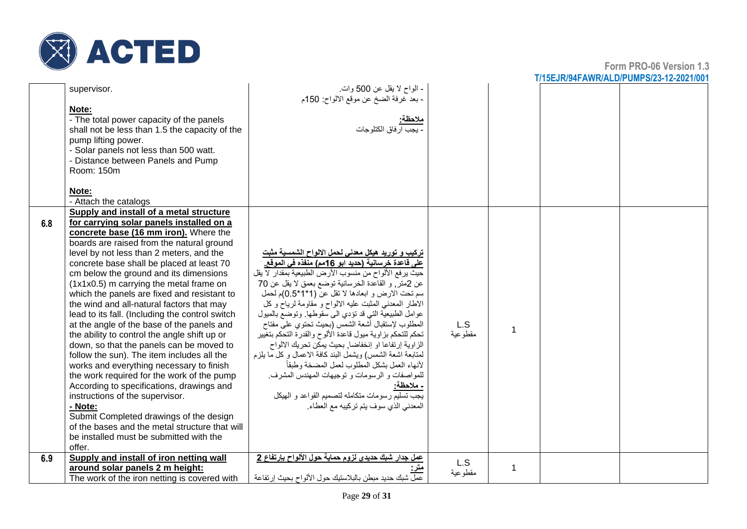| | | | | | | |
|---|---|---|---|---|---|---|
| | supervisor.<br><br>**Note:**<br>- The total power capacity of the panels shall not be less than 1.5 the capacity of the pump lifting power.<br>- Solar panels not less than 500 watt.<br>- Distance between Panels and Pump Room: 150m<br><br>**Note:**<br>- Attach the catalogs | - الواح لا يقل عن 500 وات.<br>- بعد غرفة الضخ عن موقع الالواح: 150م<br><br>**ملاحظة:**<br>- يجب ارفاق الكتلوجات | | | | |
| 6.8 | **Supply and install of a metal structure for carrying solar panels installed on a concrete base (16 mm iron).** Where the boards are raised from the natural ground level by not less than 2 meters, and the concrete base shall be placed at least 70 cm below the ground and its dimensions (1x1x0.5) m carrying the metal frame on which the panels are fixed and resistant to the wind and all-natural factors that may lead to its fall. (Including the control switch at the angle of the base of the panels and the ability to control the angle shift up or down, so that the panels can be moved to follow the sun). The item includes all the works and everything necessary to finish the work required for the work of the pump According to specifications, drawings and instructions of the supervisor.<br>**- Note:**<br>Submit Completed drawings of the design of the bases and the metal structure that will be installed must be submitted with the offer. | **تركيب و توريد هيكل معدني لحمل الالواح الشمسية مثبت على قاعدة خرسانية (حديد ابو 16مم) منفذه في الموقع.** حيث يرفع الألواح من منسوب الأرض الطبيعية بمقدار لا يقل عن 2متر, و القاعدة الخرسانية توضع بعمق لا يقل عن 70 سم تحت الارض و ابعادها لا تقل عن (1*1*0.5)م لحمل الاطار المعدني المثبت عليه الالواح و مقاومة لرياح و كل عوامل الطبيعية التي قد تؤدي الى سقوطها. وتوضع بالميول المطلوب لإستقبال أشعة الشمس (بحيث تحتوي على مفتاح تحكم للتحكم بزاوية ميول قاعدة الألوح والقدرة التحكم بتغيير الزاوية إرتفاعا او إنخفاضا, بحيث يمكن تحريك الالواح لمتابعة اشعة الشمس) ويشمل البند كافة الاعمال و كل ما يلزم لأنهاء العمل بشكل المطلوب لعمل المضخة وطبقاً للمواصفات و الرسومات و توجيهات المهندس المشرف.<br>**- ملاحظة:**<br>يجب تسليم رسومات متكامله لتصميم القواعد و الهيكل المعدني الذي سوف يتم تركيبه مع العطاء. | L.S<br>مقطوعية | 1 | | |
| 6.9 | **Supply and install of iron netting wall around solar panels 2 m height:**<br>The work of the iron netting is covered with | **عمل جدار شبك حديدي لزوم حماية حول الألواح بإرتفاع 2 متر:**<br>عمل شبك حديد مبطن بالبلاستيك حول الألواح بحيث إرتفاعة | L.S<br>مقطوعية | 1 | | |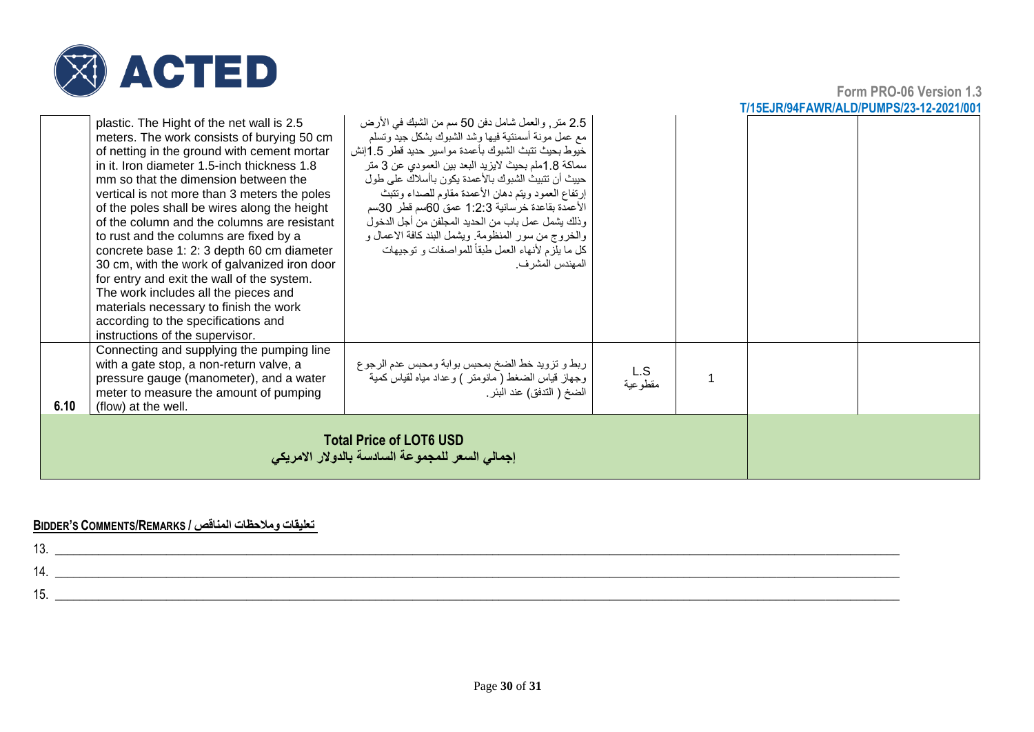Form PRO-06 Version 1.3
T/15EJR/94FAWR/ALD/PUMPS/23-12-2021/001

| | | | | | | |
|---|---|---|---|---|---|---|
| | plastic. The Hight of the net wall is 2.5 meters. The work consists of burying 50 cm of netting in the ground with cement mortar in it. Iron diameter 1.5-inch thickness 1.8 mm so that the dimension between the vertical is not more than 3 meters the poles of the poles shall be wires along the height of the column and the columns are resistant to rust and the columns are fixed by a concrete base 1: 2: 3 depth 60 cm diameter 30 cm, with the work of galvanized iron door for entry and exit the wall of the system. The work includes all the pieces and materials necessary to finish the work according to the specifications and instructions of the supervisor. | 2.5 متر, والعمل شامل دفن 50 سم من الشبك في الأرض مع عمل مونة أسمنتية فيها وشد الشبوك بشكل جيد وتسلم خيوط بحيث تتبث الشبوك بأعمدة مواسير حديد قطر 1.5إنش سماكة 1.8ملم بحيث لايزيد البعد بين العمودي عن 3 متر حيبث أن تتبيث الشبوك بالأعمدة يكون بأسلاك على طول إرتفاع العمود ويتم دهان الأعمدة مقاوم للصداء وتثبت الأعمدة بقاعدة خرسانية 1:2:3 عمق 60سم قطر 30سم وذلك يشمل عمل باب من الحديد المجلفن من أجل الدخول والخروج من سور المنظومة. ويشمل البند كافة الاعمال و كل ما يلزم لأنهاء العمل طبقاً للمواصفات و توجيهات المهندس المشرف. | | | | |
| 6.10 | Connecting and supplying the pumping line with a gate stop, a non-return valve, a pressure gauge (manometer), and a water meter to measure the amount of pumping (flow) at the well. | ربط و تزويد خط الضخ بمحبس بوابة ومحبس عدم الرجوع وجهاز قياس الضغط ( مانومتر ) وعداد مياه لقياس كمية الضخ ( التدفق) عند البئر. | L.S مقطوعية | 1 | | |
| **Total Price of LOT6 USD**<br>**إجمالي السعر للمجموعة السادسة بالدولار الامريكي** | | | | | | |

**BIDDER'S COMMENTS/REMARKS / تعليقات وملاحظات المناقص**

13. ______________________________________________________________

14. ______________________________________________________________

15. ______________________________________________________________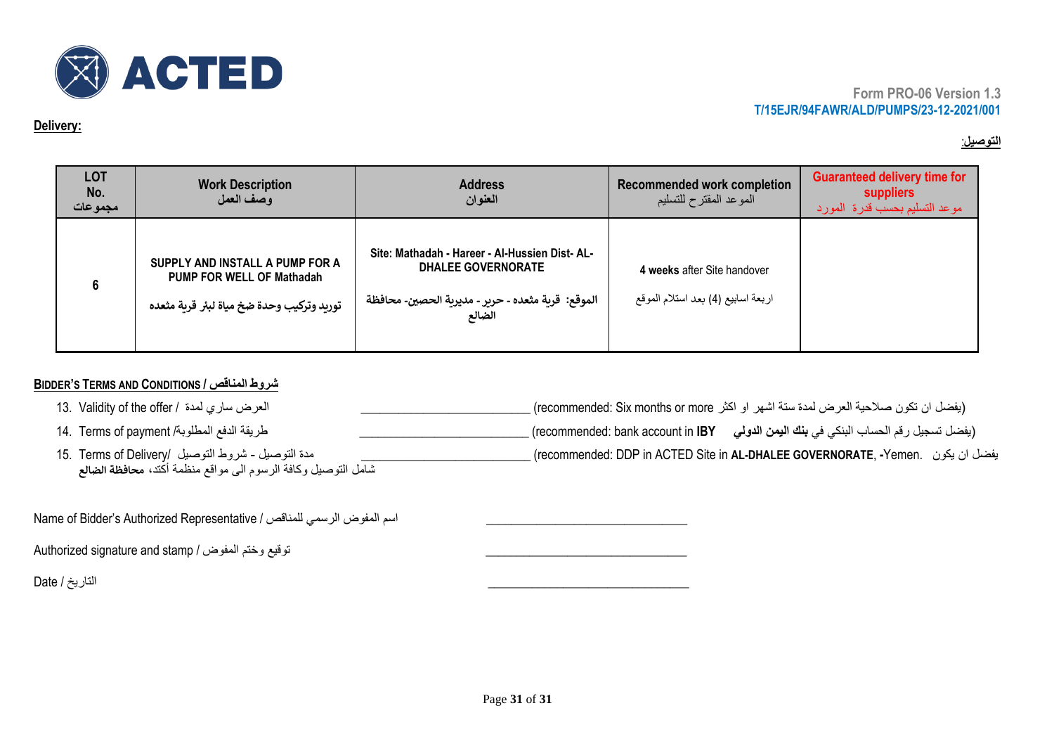Form PRO-06 Version 1.3
T/15EJR/94FAWR/ALD/PUMPS/23-12-2021/001

**Delivery:**

**التوصيل:**

| LOT No. مجموعات | Work Description وصف العمل | Address العنوان | Recommended work completion الموعد المقترح للتسليم | Guaranteed delivery time for suppliers موعد التسليم بحسب قدرة المورد |
|---|---|---|---|---|
| **6** | **SUPPLY AND INSTALL A PUMP FOR A PUMP FOR WELL OF Mathadah**<br>**توريد وتركيب وحدة ضخ مياة لبئر قرية مثعده** | **Site: Mathadah - Hareer - Al-Hussien Dist- AL-DHALEE GOVERNORATE**<br>**الموقع: قرية مثعده - حرير - مديرية الحصين- محافظة الضالع** | **4 weeks** after Site handover<br>اربعة اسابيع (4) بعد استلام الموقع | |

**BIDDER'S TERMS AND CONDITIONS / شروط المناقص**

13. Validity of the offer / العرض ساري لمدة ________________________ (recommended: Six months or more يفضل ان تكون صلاحية العرض لمدة ستة اشهر او اكثر)
14. Terms of payment /طريقة الدفع المطلوبة ________________________ (recommended: bank account in **IBY** يفضل تسجيل رقم الحساب البنكي في **بنك اليمن الدولي**)
15. Terms of Delivery/ مدة التوصيل - شروط التوصيل ________________________ (recommended: DDP in ACTED Site in **AL-DHALEE GOVERNORATE**, **-**Yemen. يفضل ان يكون شامل التوصيل وكافة الرسوم الى مواقع منظمة أكتد، **محافظة الضالع**

Name of Bidder's Authorized Representative / اسم المفوض الرسمي للمناقص ________________________

Authorized signature and stamp / توقيع وختم المفوض ________________________

Date / التاريخ ________________________